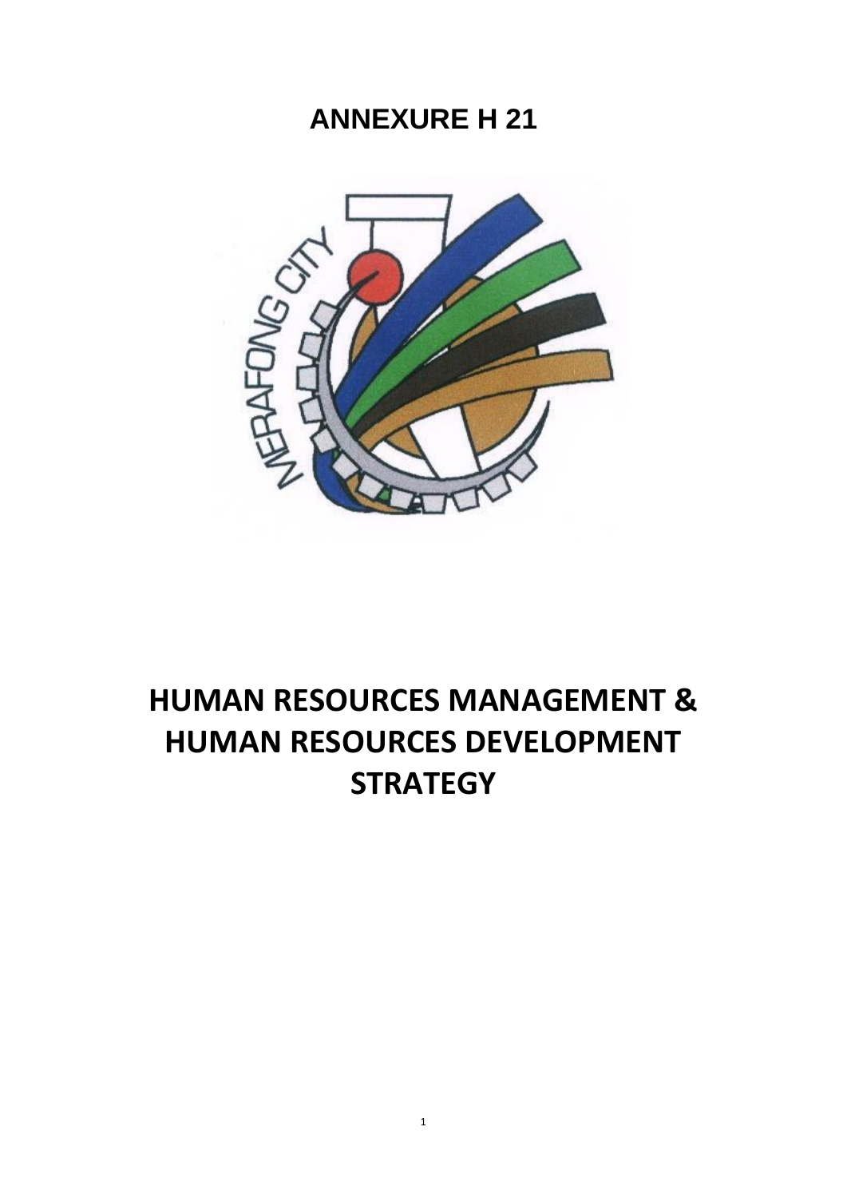**ANNEXURE H 21**

# HUMAN RESOURCES MANAGEMENT & HUMAN RESOURCES DEVELOPMENT STRATEGY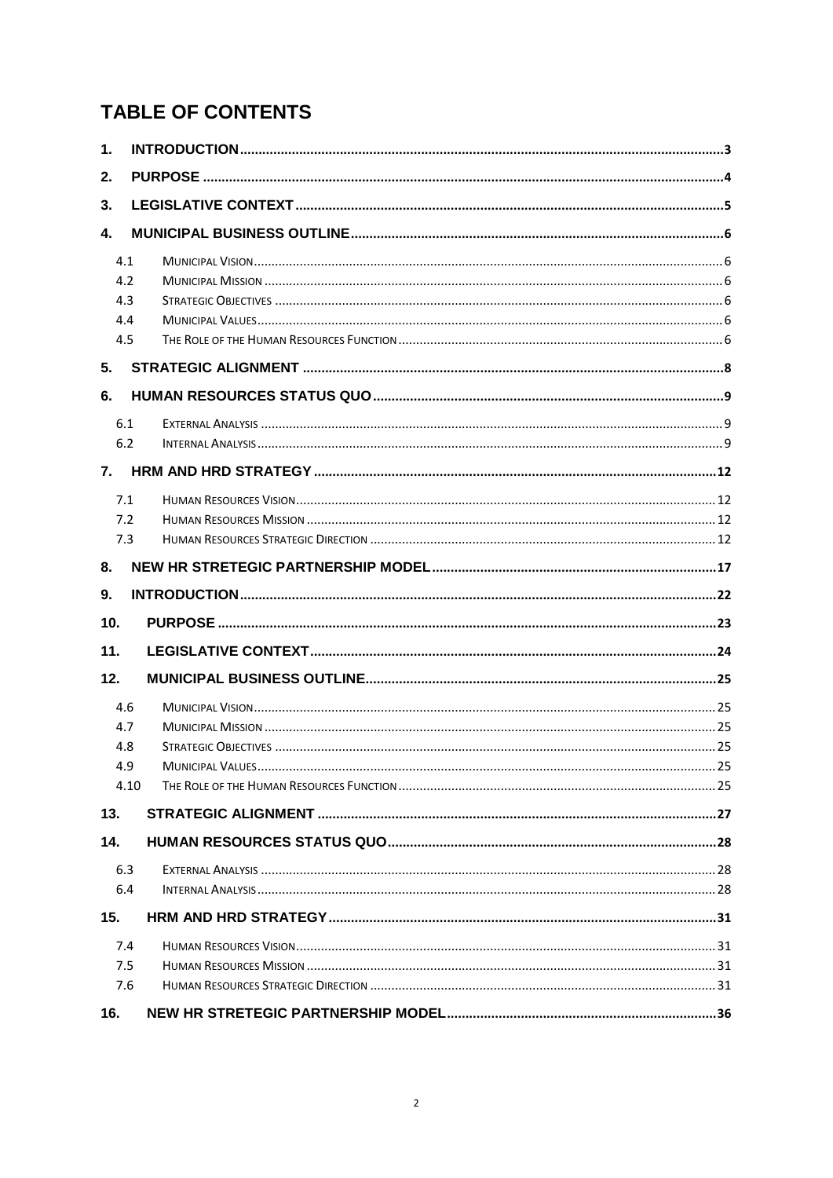# TABLE OF CONTENTS

1. INTRODUCTION ..... 3
2. PURPOSE ..... 4
3. LEGISLATIVE CONTEXT ..... 5
4. MUNICIPAL BUSINESS OUTLINE ..... 6
   - 4.1 Municipal Vision ..... 6
   - 4.2 Municipal Mission ..... 6
   - 4.3 Strategic Objectives ..... 6
   - 4.4 Municipal Values ..... 6
   - 4.5 The Role of the Human Resources Function ..... 6
5. STRATEGIC ALIGNMENT ..... 8
6. HUMAN RESOURCES STATUS QUO ..... 9
   - 6.1 External Analysis ..... 9
   - 6.2 Internal Analysis ..... 9
7. HRM AND HRD STRATEGY ..... 12
   - 7.1 Human Resources Vision ..... 12
   - 7.2 Human Resources Mission ..... 12
   - 7.3 Human Resources Strategic Direction ..... 12
8. NEW HR STRETEGIC PARTNERSHIP MODEL ..... 17
9. INTRODUCTION ..... 22
10. PURPOSE ..... 23
11. LEGISLATIVE CONTEXT ..... 24
12. MUNICIPAL BUSINESS OUTLINE ..... 25
   - 4.6 Municipal Vision ..... 25
   - 4.7 Municipal Mission ..... 25
   - 4.8 Strategic Objectives ..... 25
   - 4.9 Municipal Values ..... 25
   - 4.10 The Role of the Human Resources Function ..... 25
13. STRATEGIC ALIGNMENT ..... 27
14. HUMAN RESOURCES STATUS QUO ..... 28
   - 6.3 External Analysis ..... 28
   - 6.4 Internal Analysis ..... 28
15. HRM AND HRD STRATEGY ..... 31
   - 7.4 Human Resources Vision ..... 31
   - 7.5 Human Resources Mission ..... 31
   - 7.6 Human Resources Strategic Direction ..... 31
16. NEW HR STRETEGIC PARTNERSHIP MODEL ..... 36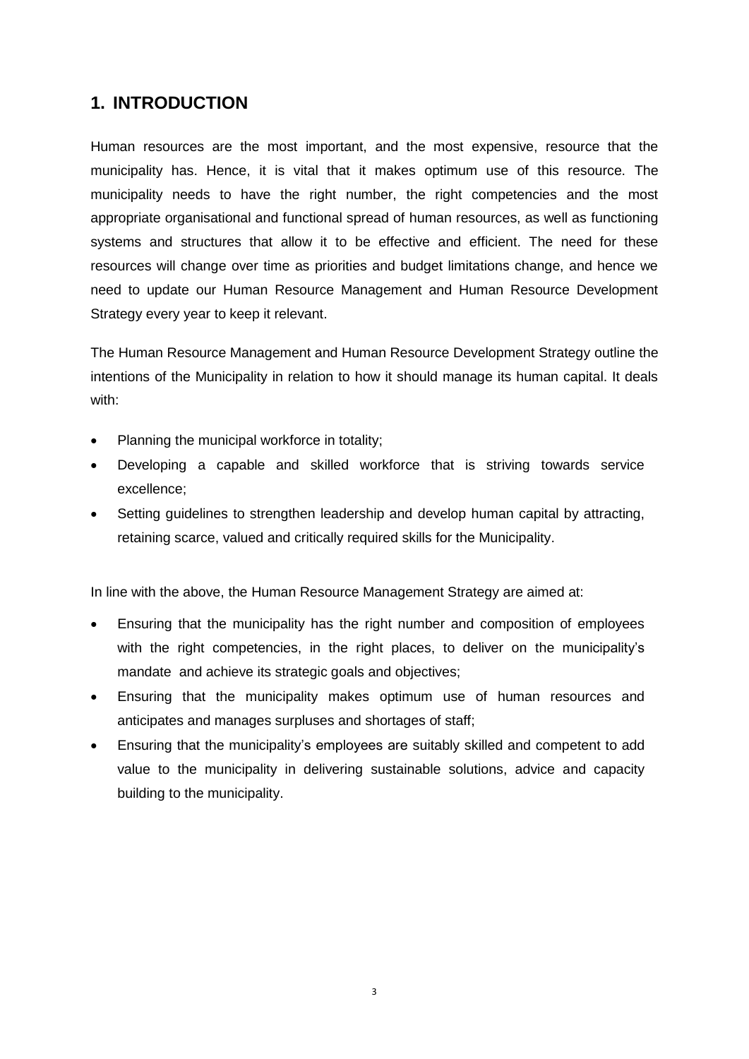# 1. INTRODUCTION

Human resources are the most important, and the most expensive, resource that the municipality has. Hence, it is vital that it makes optimum use of this resource. The municipality needs to have the right number, the right competencies and the most appropriate organisational and functional spread of human resources, as well as functioning systems and structures that allow it to be effective and efficient. The need for these resources will change over time as priorities and budget limitations change, and hence we need to update our Human Resource Management and Human Resource Development Strategy every year to keep it relevant.

The Human Resource Management and Human Resource Development Strategy outline the intentions of the Municipality in relation to how it should manage its human capital. It deals with:

- Planning the municipal workforce in totality;
- Developing a capable and skilled workforce that is striving towards service excellence;
- Setting guidelines to strengthen leadership and develop human capital by attracting, retaining scarce, valued and critically required skills for the Municipality.

In line with the above, the Human Resource Management Strategy are aimed at:

- Ensuring that the municipality has the right number and composition of employees with the right competencies, in the right places, to deliver on the municipality's mandate and achieve its strategic goals and objectives;
- Ensuring that the municipality makes optimum use of human resources and anticipates and manages surpluses and shortages of staff;
- Ensuring that the municipality's employees are suitably skilled and competent to add value to the municipality in delivering sustainable solutions, advice and capacity building to the municipality.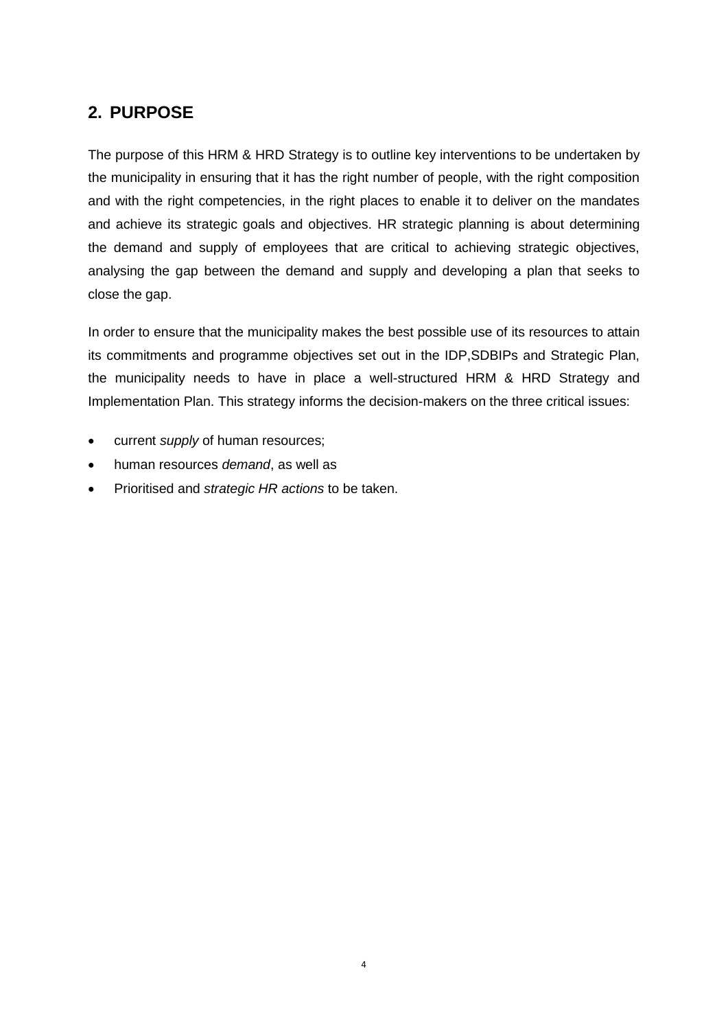## 2. PURPOSE

The purpose of this HRM & HRD Strategy is to outline key interventions to be undertaken by the municipality in ensuring that it has the right number of people, with the right composition and with the right competencies, in the right places to enable it to deliver on the mandates and achieve its strategic goals and objectives. HR strategic planning is about determining the demand and supply of employees that are critical to achieving strategic objectives, analysing the gap between the demand and supply and developing a plan that seeks to close the gap.

In order to ensure that the municipality makes the best possible use of its resources to attain its commitments and programme objectives set out in the IDP,SDBIPs and Strategic Plan, the municipality needs to have in place a well-structured HRM & HRD Strategy and Implementation Plan. This strategy informs the decision-makers on the three critical issues:

- current *supply* of human resources;
- human resources *demand*, as well as
- Prioritised and *strategic HR actions* to be taken.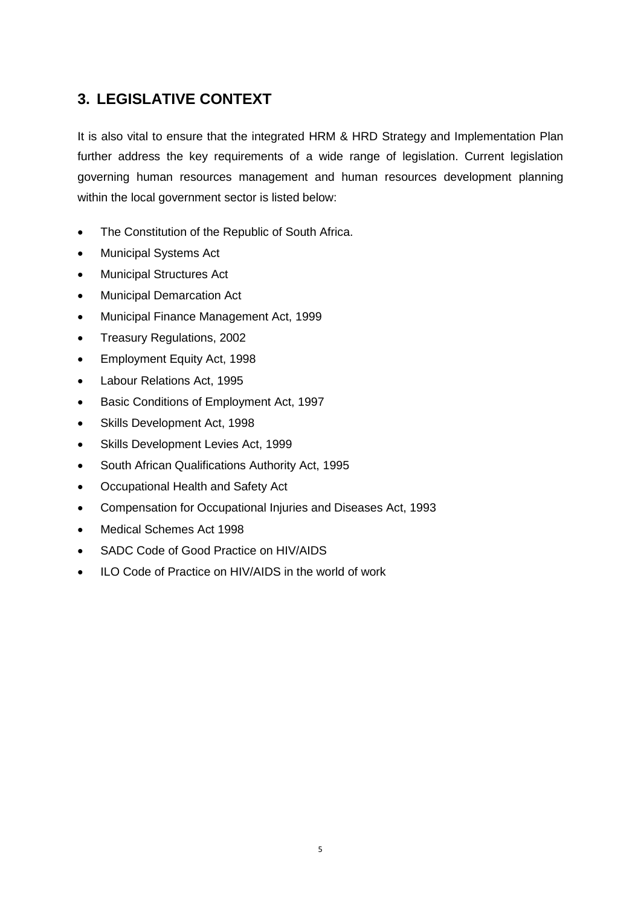## 3. LEGISLATIVE CONTEXT

It is also vital to ensure that the integrated HRM & HRD Strategy and Implementation Plan further address the key requirements of a wide range of legislation. Current legislation governing human resources management and human resources development planning within the local government sector is listed below:

- The Constitution of the Republic of South Africa.
- Municipal Systems Act
- Municipal Structures Act
- Municipal Demarcation Act
- Municipal Finance Management Act, 1999
- Treasury Regulations, 2002
- Employment Equity Act, 1998
- Labour Relations Act, 1995
- Basic Conditions of Employment Act, 1997
- Skills Development Act, 1998
- Skills Development Levies Act, 1999
- South African Qualifications Authority Act, 1995
- Occupational Health and Safety Act
- Compensation for Occupational Injuries and Diseases Act, 1993
- Medical Schemes Act 1998
- SADC Code of Good Practice on HIV/AIDS
- ILO Code of Practice on HIV/AIDS in the world of work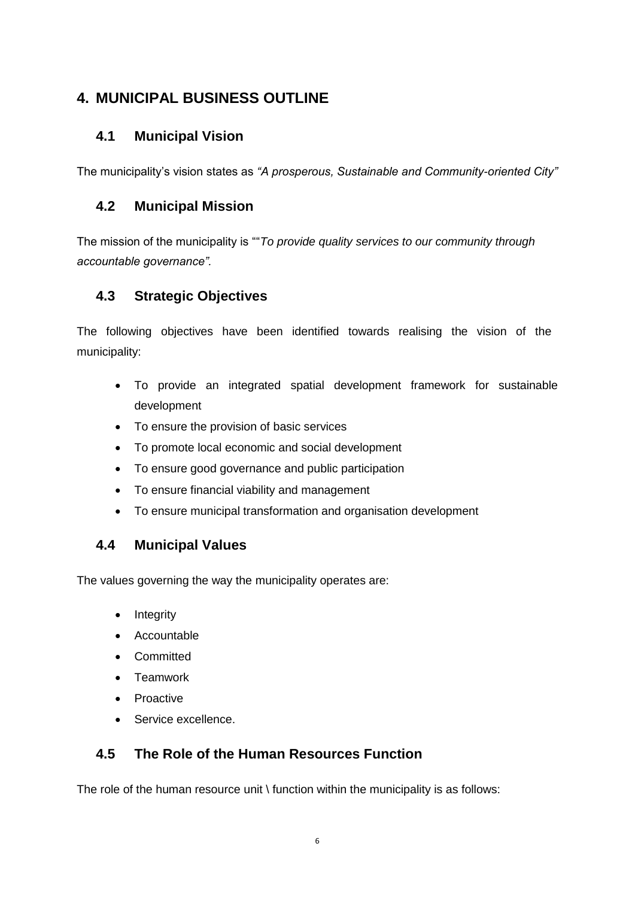# 4. MUNICIPAL BUSINESS OUTLINE

## 4.1 Municipal Vision

The municipality's vision states as *"A prosperous, Sustainable and Community-oriented City"*

## 4.2 Municipal Mission

The mission of the municipality is ""*To provide quality services to our community through accountable governance".*

## 4.3 Strategic Objectives

The following objectives have been identified towards realising the vision of the municipality:

- To provide an integrated spatial development framework for sustainable development
- To ensure the provision of basic services
- To promote local economic and social development
- To ensure good governance and public participation
- To ensure financial viability and management
- To ensure municipal transformation and organisation development

## 4.4 Municipal Values

The values governing the way the municipality operates are:

- Integrity
- Accountable
- Committed
- Teamwork
- Proactive
- Service excellence.

## 4.5 The Role of the Human Resources Function

The role of the human resource unit \ function within the municipality is as follows: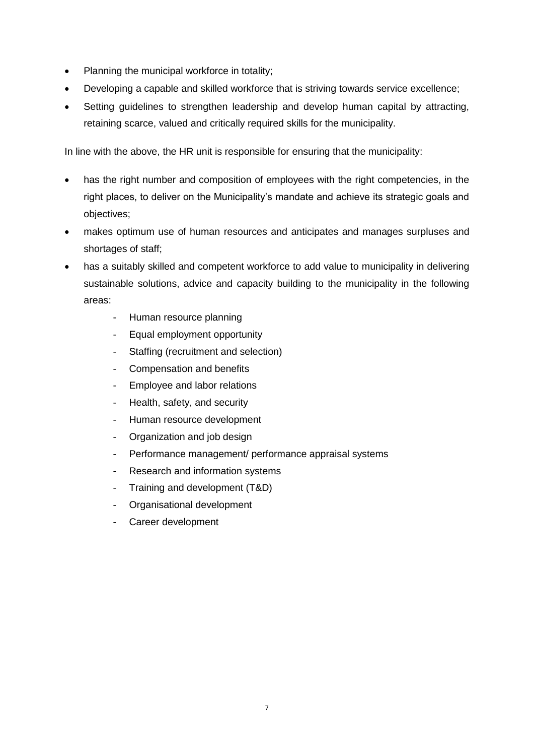- Planning the municipal workforce in totality;
- Developing a capable and skilled workforce that is striving towards service excellence;
- Setting guidelines to strengthen leadership and develop human capital by attracting, retaining scarce, valued and critically required skills for the municipality.

In line with the above, the HR unit is responsible for ensuring that the municipality:

- has the right number and composition of employees with the right competencies, in the right places, to deliver on the Municipality's mandate and achieve its strategic goals and objectives;
- makes optimum use of human resources and anticipates and manages surpluses and shortages of staff;
- has a suitably skilled and competent workforce to add value to municipality in delivering sustainable solutions, advice and capacity building to the municipality in the following areas:
    - Human resource planning
    - Equal employment opportunity
    - Staffing (recruitment and selection)
    - Compensation and benefits
    - Employee and labor relations
    - Health, safety, and security
    - Human resource development
    - Organization and job design
    - Performance management/ performance appraisal systems
    - Research and information systems
    - Training and development (T&D)
    - Organisational development
    - Career development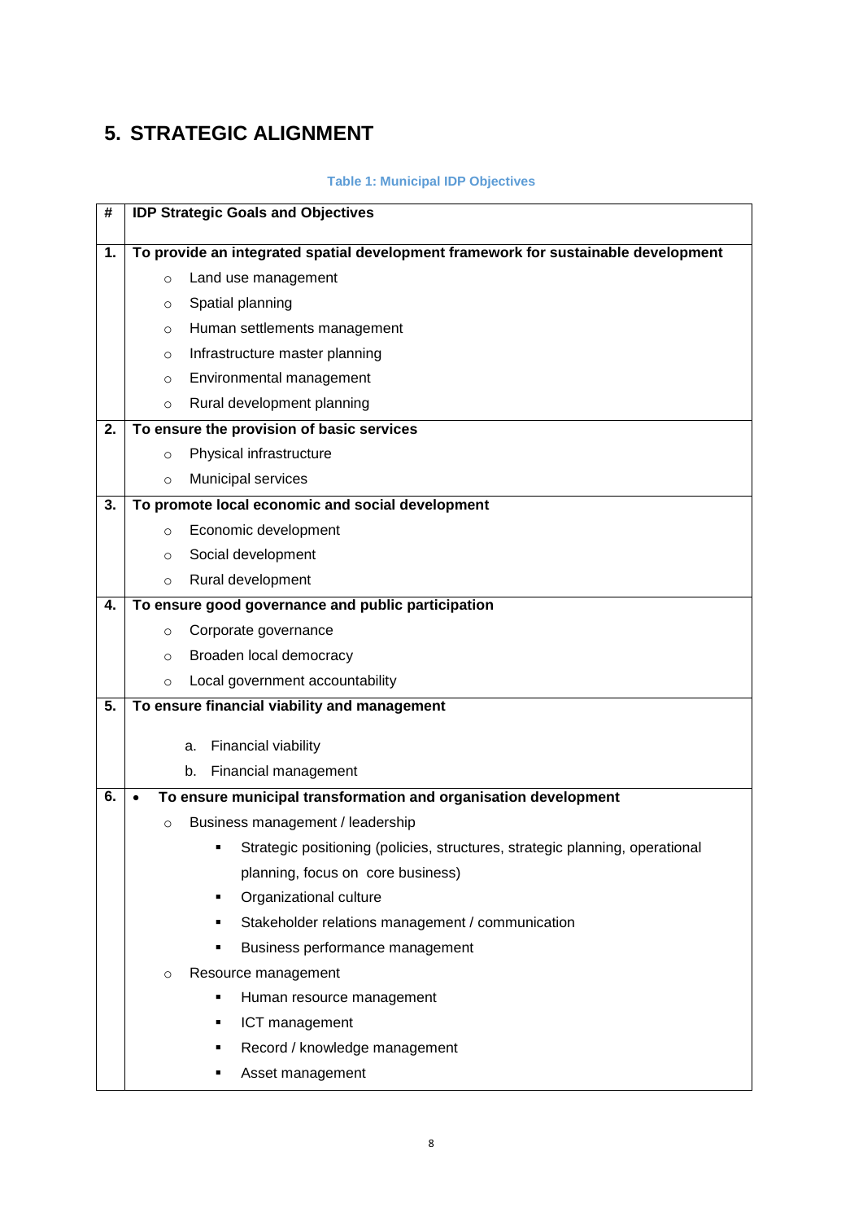# 5. STRATEGIC ALIGNMENT

**Table 1: Municipal IDP Objectives**

| # | IDP Strategic Goals and Objectives |
|---|---|
| **1.** | **To provide an integrated spatial development framework for sustainable development**<br>○ Land use management<br>○ Spatial planning<br>○ Human settlements management<br>○ Infrastructure master planning<br>○ Environmental management<br>○ Rural development planning |
| **2.** | **To ensure the provision of basic services**<br>○ Physical infrastructure<br>○ Municipal services |
| **3.** | **To promote local economic and social development**<br>○ Economic development<br>○ Social development<br>○ Rural development |
| **4.** | **To ensure good governance and public participation**<br>○ Corporate governance<br>○ Broaden local democracy<br>○ Local government accountability |
| **5.** | **To ensure financial viability and management**<br>a. Financial viability<br>b. Financial management |
| **6.** | • **To ensure municipal transformation and organisation development**<br>○ Business management / leadership<br>▪ Strategic positioning (policies, structures, strategic planning, operational planning, focus on core business)<br>▪ Organizational culture<br>▪ Stakeholder relations management / communication<br>▪ Business performance management<br>○ Resource management<br>▪ Human resource management<br>▪ ICT management<br>▪ Record / knowledge management<br>▪ Asset management |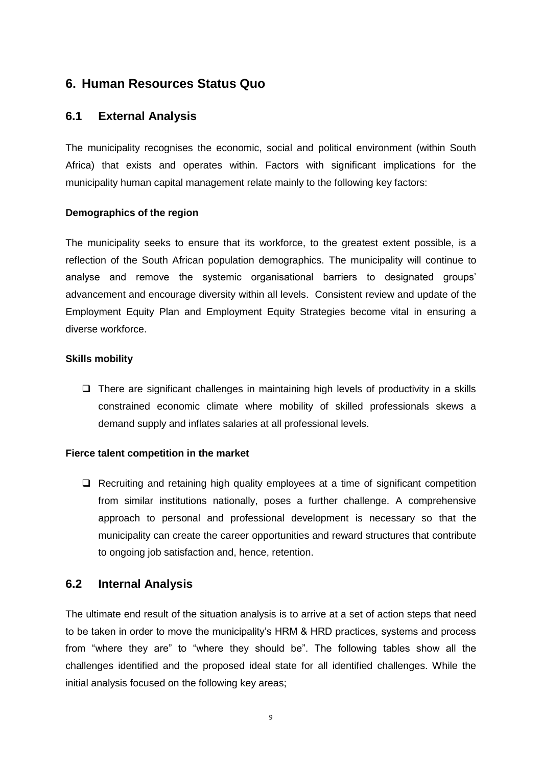## 6. Human Resources Status Quo

### 6.1 External Analysis

The municipality recognises the economic, social and political environment (within South Africa) that exists and operates within. Factors with significant implications for the municipality human capital management relate mainly to the following key factors:

**Demographics of the region**

The municipality seeks to ensure that its workforce, to the greatest extent possible, is a reflection of the South African population demographics. The municipality will continue to analyse and remove the systemic organisational barriers to designated groups' advancement and encourage diversity within all levels. Consistent review and update of the Employment Equity Plan and Employment Equity Strategies become vital in ensuring a diverse workforce.

**Skills mobility**

- There are significant challenges in maintaining high levels of productivity in a skills constrained economic climate where mobility of skilled professionals skews a demand supply and inflates salaries at all professional levels.

**Fierce talent competition in the market**

- Recruiting and retaining high quality employees at a time of significant competition from similar institutions nationally, poses a further challenge. A comprehensive approach to personal and professional development is necessary so that the municipality can create the career opportunities and reward structures that contribute to ongoing job satisfaction and, hence, retention.

### 6.2 Internal Analysis

The ultimate end result of the situation analysis is to arrive at a set of action steps that need to be taken in order to move the municipality's HRM & HRD practices, systems and process from "where they are" to "where they should be". The following tables show all the challenges identified and the proposed ideal state for all identified challenges. While the initial analysis focused on the following key areas;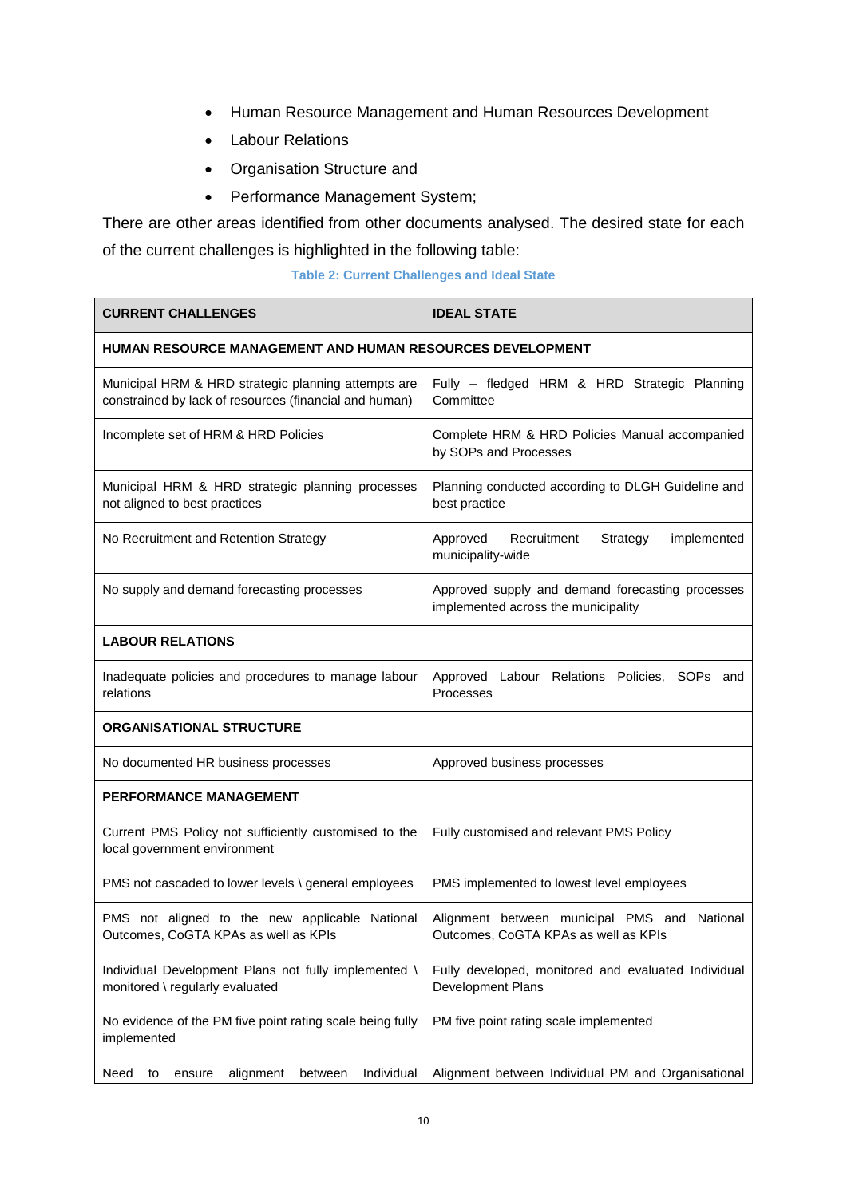- Human Resource Management and Human Resources Development
- Labour Relations
- Organisation Structure and
- Performance Management System;

There are other areas identified from other documents analysed. The desired state for each of the current challenges is highlighted in the following table:

**Table 2: Current Challenges and Ideal State**

| CURRENT CHALLENGES | IDEAL STATE |
|---|---|
| **HUMAN RESOURCE MANAGEMENT AND HUMAN RESOURCES DEVELOPMENT** | |
| Municipal HRM & HRD strategic planning attempts are constrained by lack of resources (financial and human) | Fully – fledged HRM & HRD Strategic Planning Committee |
| Incomplete set of HRM & HRD Policies | Complete HRM & HRD Policies Manual accompanied by SOPs and Processes |
| Municipal HRM & HRD strategic planning processes not aligned to best practices | Planning conducted according to DLGH Guideline and best practice |
| No Recruitment and Retention Strategy | Approved Recruitment Strategy implemented municipality-wide |
| No supply and demand forecasting processes | Approved supply and demand forecasting processes implemented across the municipality |
| **LABOUR RELATIONS** | |
| Inadequate policies and procedures to manage labour relations | Approved Labour Relations Policies, SOPs and Processes |
| **ORGANISATIONAL STRUCTURE** | |
| No documented HR business processes | Approved business processes |
| **PERFORMANCE MANAGEMENT** | |
| Current PMS Policy not sufficiently customised to the local government environment | Fully customised and relevant PMS Policy |
| PMS not cascaded to lower levels \ general employees | PMS implemented to lowest level employees |
| PMS not aligned to the new applicable National Outcomes, CoGTA KPAs as well as KPIs | Alignment between municipal PMS and National Outcomes, CoGTA KPAs as well as KPIs |
| Individual Development Plans not fully implemented \ monitored \ regularly evaluated | Fully developed, monitored and evaluated Individual Development Plans |
| No evidence of the PM five point rating scale being fully implemented | PM five point rating scale implemented |
| Need to ensure alignment between Individual | Alignment between Individual PM and Organisational |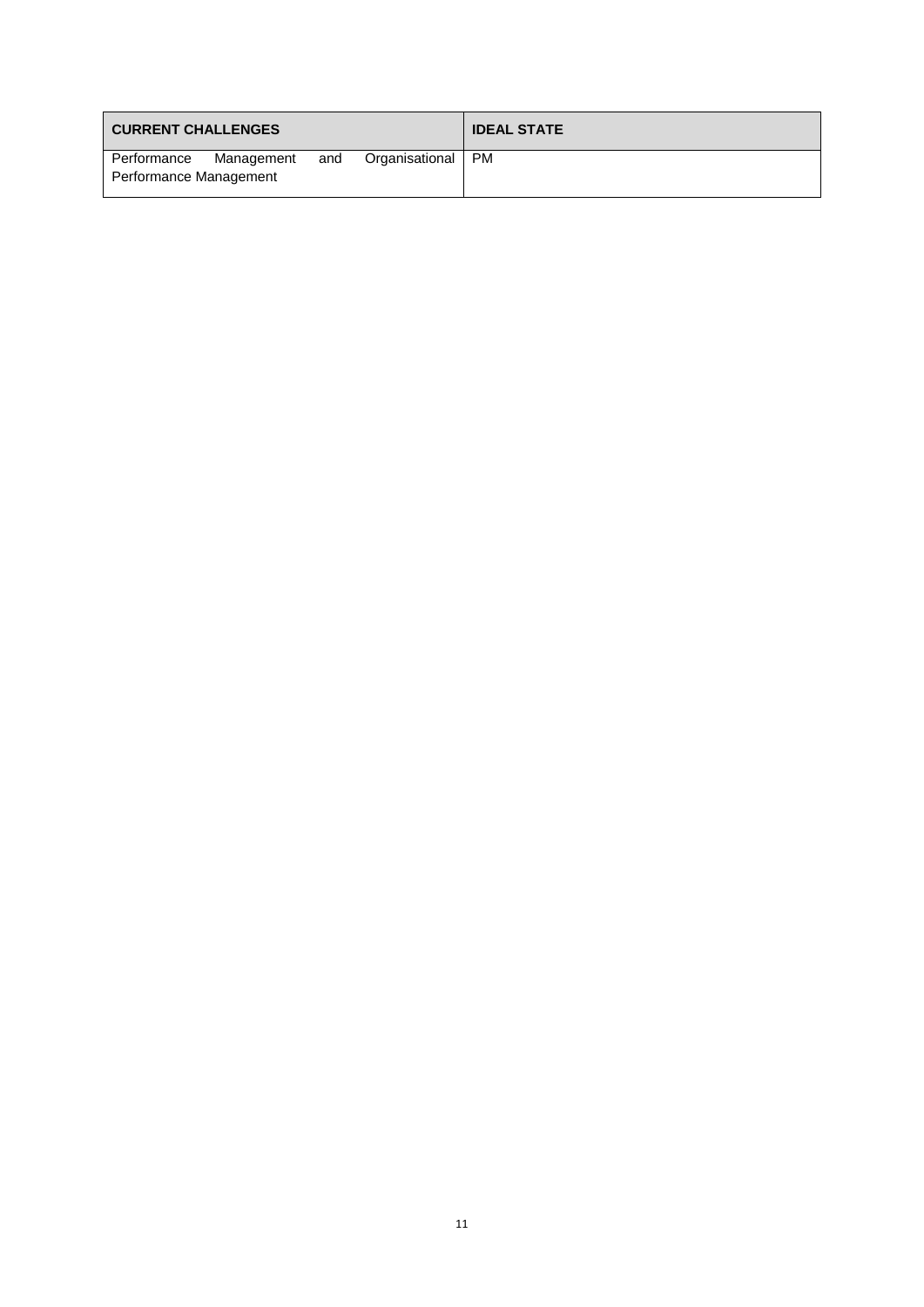| CURRENT CHALLENGES | IDEAL STATE |
|---|---|
| Performance Management and Organisational Performance Management | PM |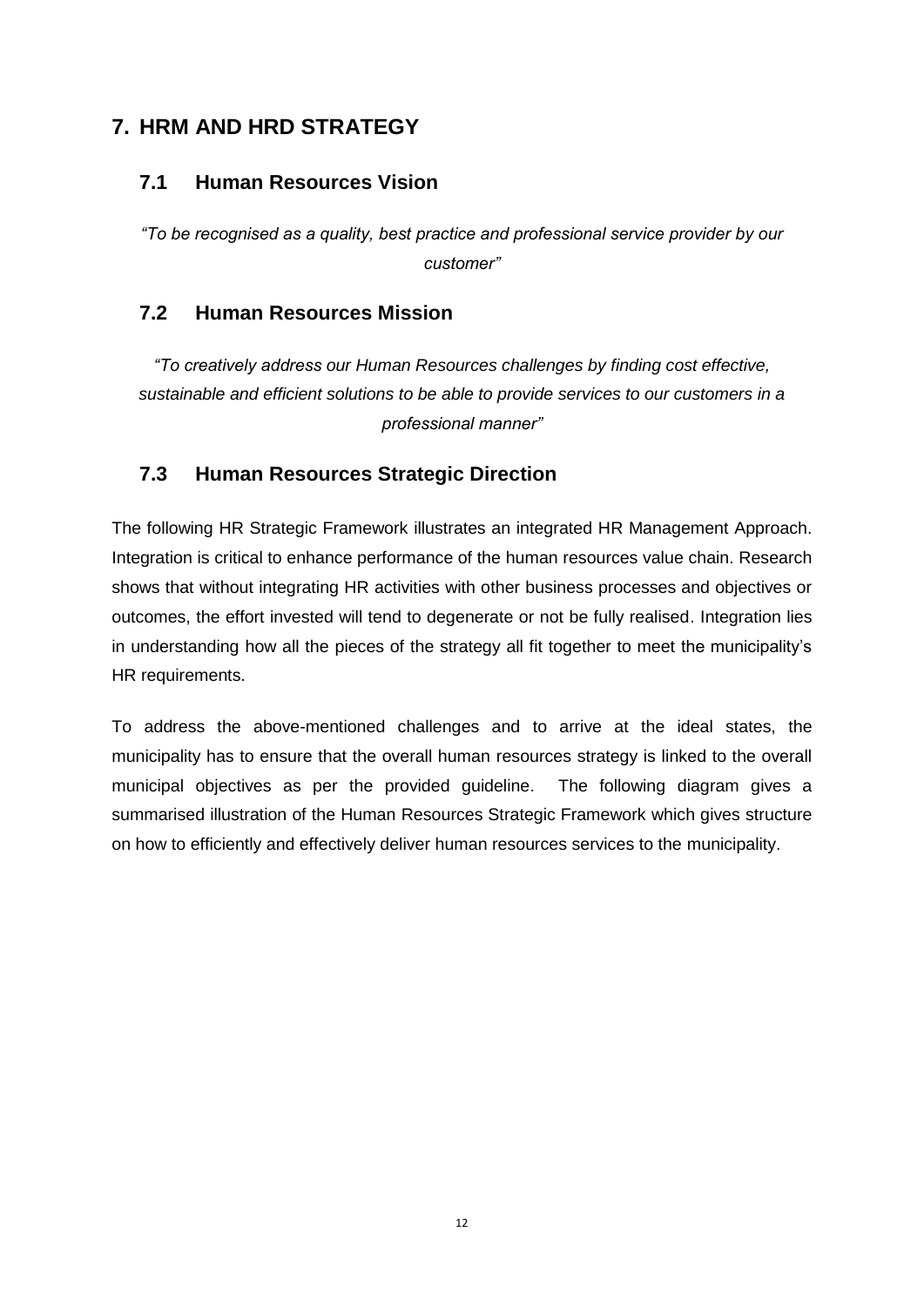# 7. HRM AND HRD STRATEGY

## 7.1 Human Resources Vision

*"To be recognised as a quality, best practice and professional service provider by our customer"*

## 7.2 Human Resources Mission

*"To creatively address our Human Resources challenges by finding cost effective, sustainable and efficient solutions to be able to provide services to our customers in a professional manner"*

## 7.3 Human Resources Strategic Direction

The following HR Strategic Framework illustrates an integrated HR Management Approach. Integration is critical to enhance performance of the human resources value chain. Research shows that without integrating HR activities with other business processes and objectives or outcomes, the effort invested will tend to degenerate or not be fully realised. Integration lies in understanding how all the pieces of the strategy all fit together to meet the municipality's HR requirements.

To address the above-mentioned challenges and to arrive at the ideal states, the municipality has to ensure that the overall human resources strategy is linked to the overall municipal objectives as per the provided guideline. The following diagram gives a summarised illustration of the Human Resources Strategic Framework which gives structure on how to efficiently and effectively deliver human resources services to the municipality.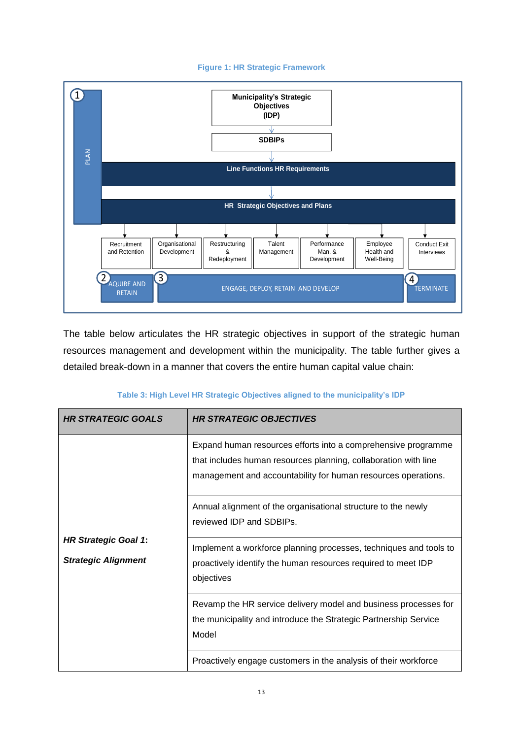**Figure 1: HR Strategic Framework**

1 PLAN

**Municipality's Strategic Objectives (IDP)**

**SDBIPs**

**Line Functions HR Requirements**

**HR Strategic Objectives and Plans**

- Recruitment and Retention
- Organisational Development
- Restructuring & Redeployment
- Talent Management
- Performance Man. & Development
- Employee Health and Well-Being
- Conduct Exit Interviews

2 AQUIRE AND RETAIN | 3 ENGAGE, DEPLOY, RETAIN AND DEVELOP | 4 TERMINATE

The table below articulates the HR strategic objectives in support of the strategic human resources management and development within the municipality. The table further gives a detailed break-down in a manner that covers the entire human capital value chain:

**Table 3: High Level HR Strategic Objectives aligned to the municipality's IDP**

| ***HR STRATEGIC GOALS*** | ***HR STRATEGIC OBJECTIVES*** |
|---|---|
| ***HR Strategic Goal 1*:** ***Strategic Alignment*** | Expand human resources efforts into a comprehensive programme that includes human resources planning, collaboration with line management and accountability for human resources operations. |
| | Annual alignment of the organisational structure to the newly reviewed IDP and SDBIPs. |
| | Implement a workforce planning processes, techniques and tools to proactively identify the human resources required to meet IDP objectives |
| | Revamp the HR service delivery model and business processes for the municipality and introduce the Strategic Partnership Service Model |
| | Proactively engage customers in the analysis of their workforce |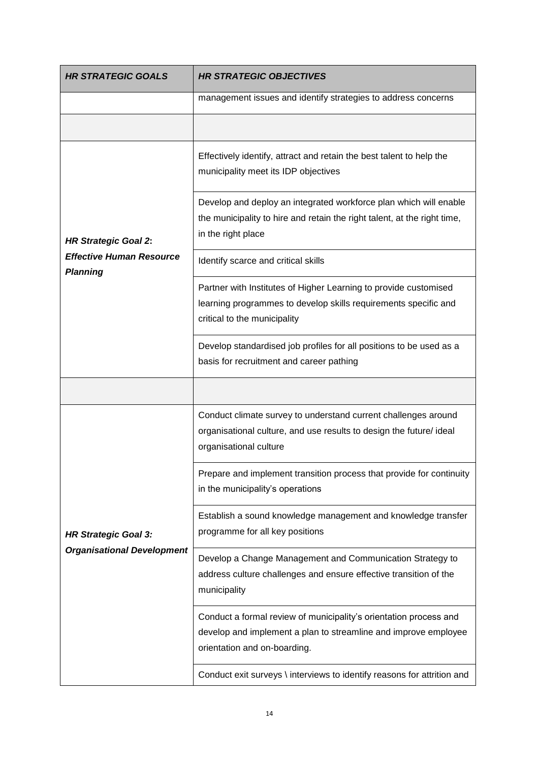| *HR STRATEGIC GOALS* | *HR STRATEGIC OBJECTIVES* |
|---|---|
| | management issues and identify strategies to address concerns |
| | |
| ***HR Strategic Goal 2*: *Effective Human Resource Planning*** | Effectively identify, attract and retain the best talent to help the municipality meet its IDP objectives |
| | Develop and deploy an integrated workforce plan which will enable the municipality to hire and retain the right talent, at the right time, in the right place |
| | Identify scarce and critical skills |
| | Partner with Institutes of Higher Learning to provide customised learning programmes to develop skills requirements specific and critical to the municipality |
| | Develop standardised job profiles for all positions to be used as a basis for recruitment and career pathing |
| | |
| ***HR Strategic Goal 3: Organisational Development*** | Conduct climate survey to understand current challenges around organisational culture, and use results to design the future/ ideal organisational culture |
| | Prepare and implement transition process that provide for continuity in the municipality's operations |
| | Establish a sound knowledge management and knowledge transfer programme for all key positions |
| | Develop a Change Management and Communication Strategy to address culture challenges and ensure effective transition of the municipality |
| | Conduct a formal review of municipality's orientation process and develop and implement a plan to streamline and improve employee orientation and on-boarding. |
| | Conduct exit surveys \ interviews to identify reasons for attrition and |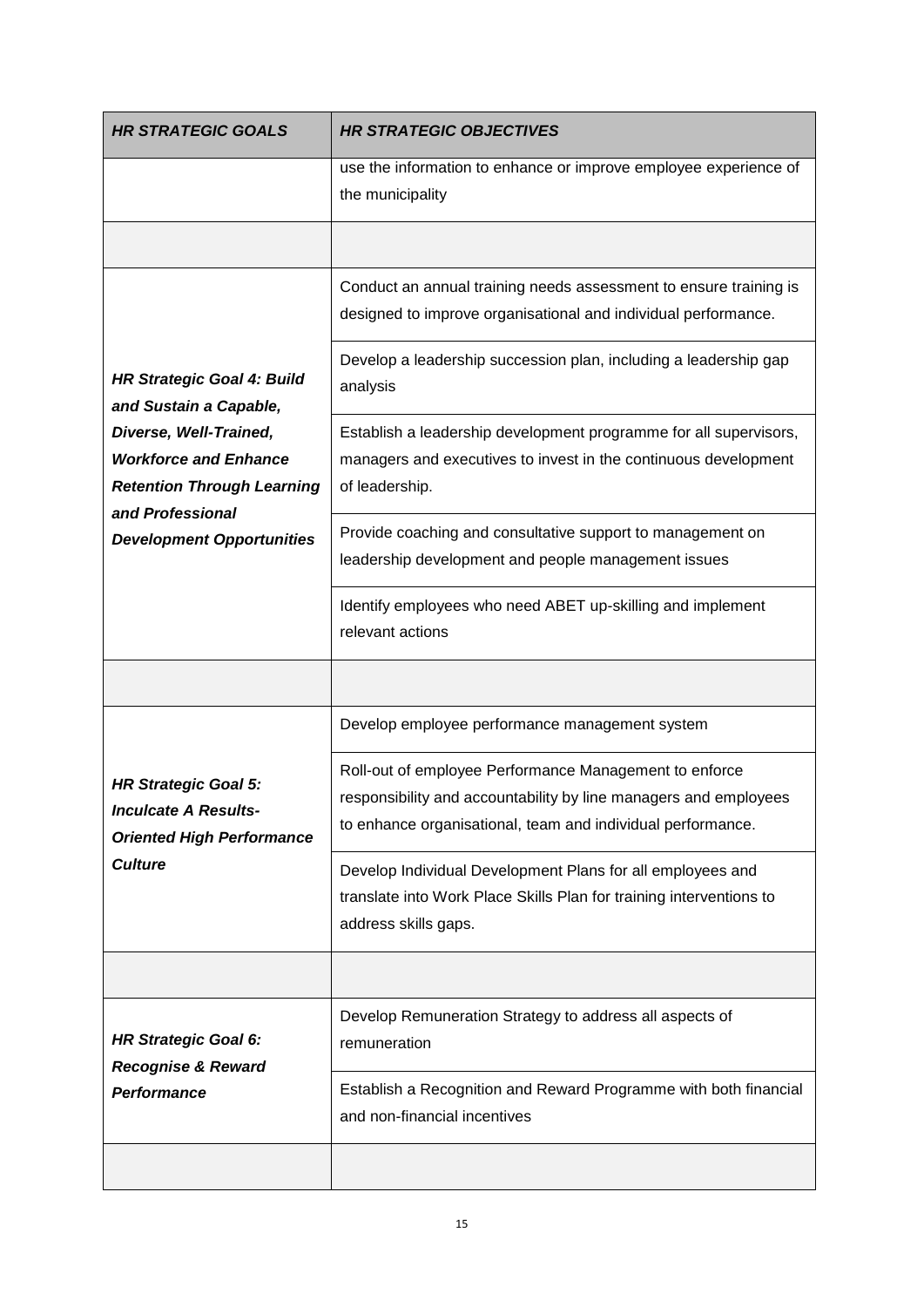| *HR STRATEGIC GOALS* | *HR STRATEGIC OBJECTIVES* |
|---|---|
| | use the information to enhance or improve employee experience of the municipality |
| | |
| ***HR Strategic Goal 4: Build and Sustain a Capable, Diverse, Well-Trained, Workforce and Enhance Retention Through Learning and Professional Development Opportunities*** | Conduct an annual training needs assessment to ensure training is designed to improve organisational and individual performance. |
| | Develop a leadership succession plan, including a leadership gap analysis |
| | Establish a leadership development programme for all supervisors, managers and executives to invest in the continuous development of leadership. |
| | Provide coaching and consultative support to management on leadership development and people management issues |
| | Identify employees who need ABET up-skilling and implement relevant actions |
| | |
| ***HR Strategic Goal 5: Inculcate A Results-Oriented High Performance Culture*** | Develop employee performance management system |
| | Roll-out of employee Performance Management to enforce responsibility and accountability by line managers and employees to enhance organisational, team and individual performance. |
| | Develop Individual Development Plans for all employees and translate into Work Place Skills Plan for training interventions to address skills gaps. |
| | |
| ***HR Strategic Goal 6: Recognise & Reward Performance*** | Develop Remuneration Strategy to address all aspects of remuneration |
| | Establish a Recognition and Reward Programme with both financial and non-financial incentives |
| | |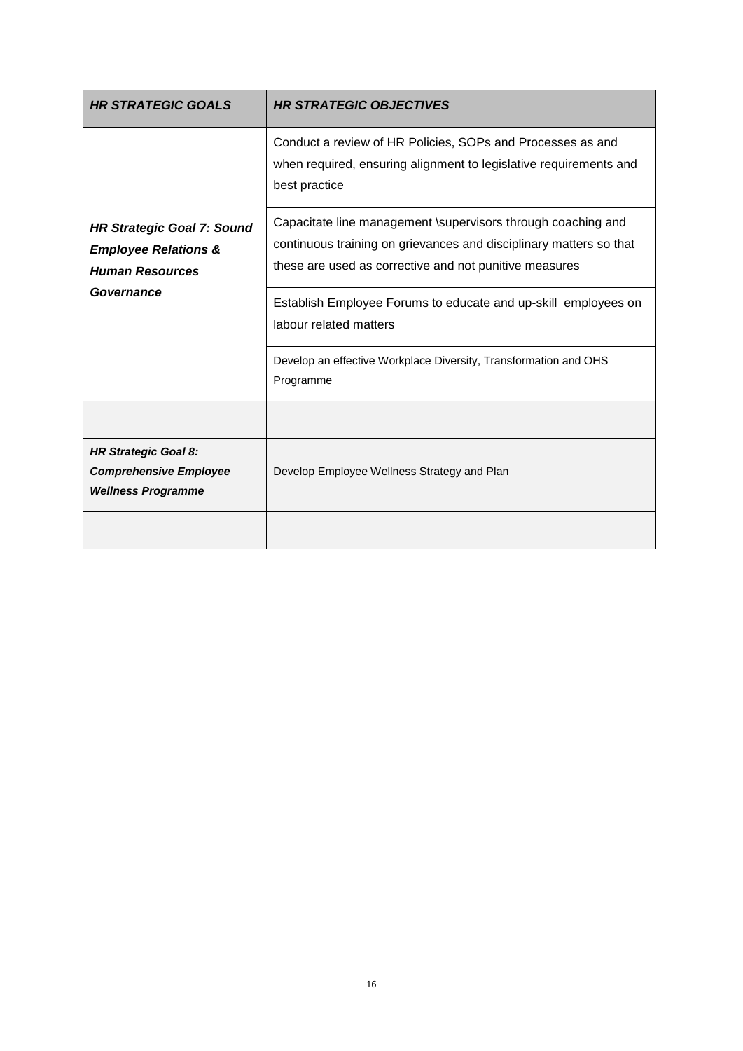| ***HR STRATEGIC GOALS*** | ***HR STRATEGIC OBJECTIVES*** |
| --- | --- |
| ***HR Strategic Goal 7: Sound Employee Relations & Human Resources Governance*** | Conduct a review of HR Policies, SOPs and Processes as and when required, ensuring alignment to legislative requirements and best practice |
| | Capacitate line management \supervisors through coaching and continuous training on grievances and disciplinary matters so that these are used as corrective and not punitive measures |
| | Establish Employee Forums to educate and up-skill employees on labour related matters |
| | Develop an effective Workplace Diversity, Transformation and OHS Programme |
| | |
| ***HR Strategic Goal 8: Comprehensive Employee Wellness Programme*** | Develop Employee Wellness Strategy and Plan |
| | |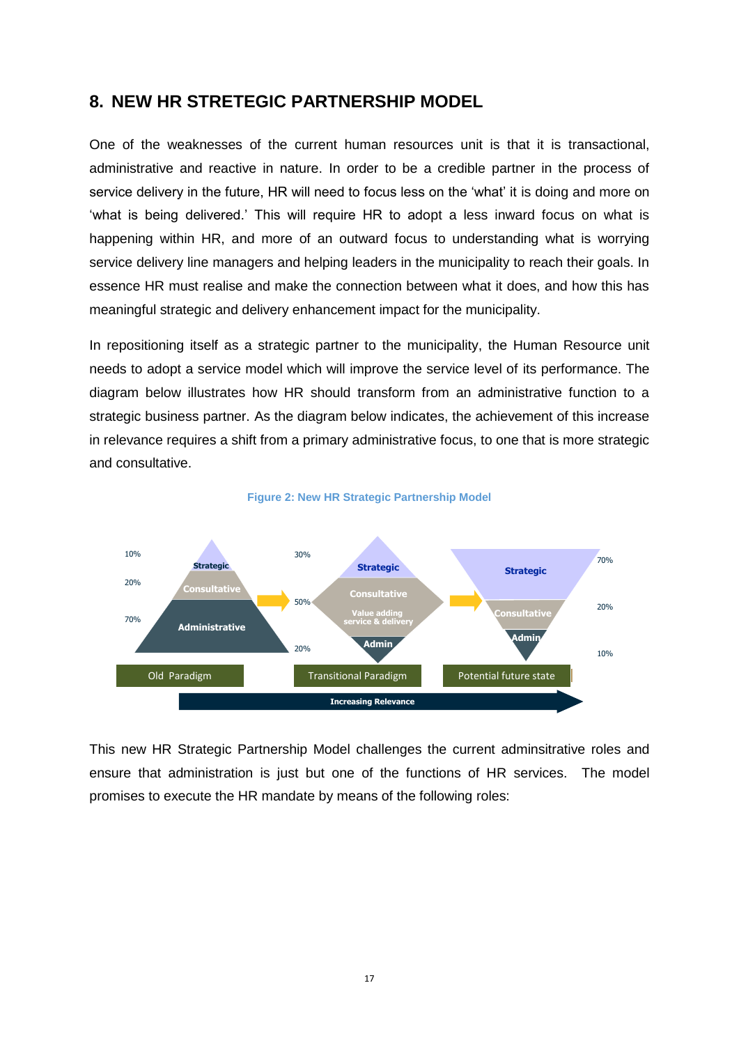## 8. NEW HR STRETEGIC PARTNERSHIP MODEL

One of the weaknesses of the current human resources unit is that it is transactional, administrative and reactive in nature. In order to be a credible partner in the process of service delivery in the future, HR will need to focus less on the 'what' it is doing and more on 'what is being delivered.' This will require HR to adopt a less inward focus on what is happening within HR, and more of an outward focus to understanding what is worrying service delivery line managers and helping leaders in the municipality to reach their goals. In essence HR must realise and make the connection between what it does, and how this has meaningful strategic and delivery enhancement impact for the municipality.

In repositioning itself as a strategic partner to the municipality, the Human Resource unit needs to adopt a service model which will improve the service level of its performance. The diagram below illustrates how HR should transform from an administrative function to a strategic business partner. As the diagram below indicates, the achievement of this increase in relevance requires a shift from a primary administrative focus, to one that is more strategic and consultative.

**Figure 2: New HR Strategic Partnership Model**

| Old Paradigm | Transitional Paradigm | Potential future state |
|---|---|---|
| Strategic 10% | Strategic 30% | Strategic 70% |
| Consultative 20% | Consultative / Value adding service & delivery 50% | Consultative 20% |
| Administrative 70% | Admin 20% | Admin 10% |

Increasing Relevance →

This new HR Strategic Partnership Model challenges the current adminsitrative roles and ensure that administration is just but one of the functions of HR services. The model promises to execute the HR mandate by means of the following roles: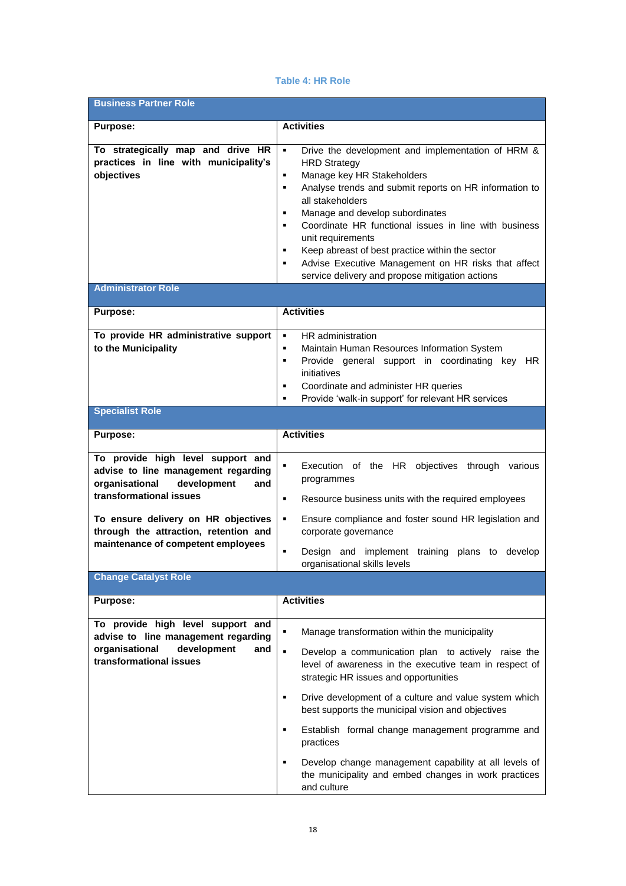**Table 4: HR Role**

| **Business Partner Role** | |
|---|---|
| **Purpose:** | **Activities** |
| **To strategically map and drive HR practices in line with municipality's objectives** | ▪ Drive the development and implementation of HRM & HRD Strategy<br>▪ Manage key HR Stakeholders<br>▪ Analyse trends and submit reports on HR information to all stakeholders<br>▪ Manage and develop subordinates<br>▪ Coordinate HR functional issues in line with business unit requirements<br>▪ Keep abreast of best practice within the sector<br>▪ Advise Executive Management on HR risks that affect service delivery and propose mitigation actions |
| **Administrator Role** | |
| **Purpose:** | **Activities** |
| **To provide HR administrative support to the Municipality** | ▪ HR administration<br>▪ Maintain Human Resources Information System<br>▪ Provide general support in coordinating key HR initiatives<br>▪ Coordinate and administer HR queries<br>▪ Provide 'walk-in support' for relevant HR services |
| **Specialist Role** | |
| **Purpose:** | **Activities** |
| **To provide high level support and advise to line management regarding organisational development and transformational issues**<br><br>**To ensure delivery on HR objectives through the attraction, retention and maintenance of competent employees** | ▪ Execution of the HR objectives through various programmes<br>▪ Resource business units with the required employees<br>▪ Ensure compliance and foster sound HR legislation and corporate governance<br>▪ Design and implement training plans to develop organisational skills levels |
| **Change Catalyst Role** | |
| **Purpose:** | **Activities** |
| **To provide high level support and advise to line management regarding organisational development and transformational issues** | ▪ Manage transformation within the municipality<br>▪ Develop a communication plan to actively raise the level of awareness in the executive team in respect of strategic HR issues and opportunities<br>▪ Drive development of a culture and value system which best supports the municipal vision and objectives<br>▪ Establish formal change management programme and practices<br>▪ Develop change management capability at all levels of the municipality and embed changes in work practices and culture |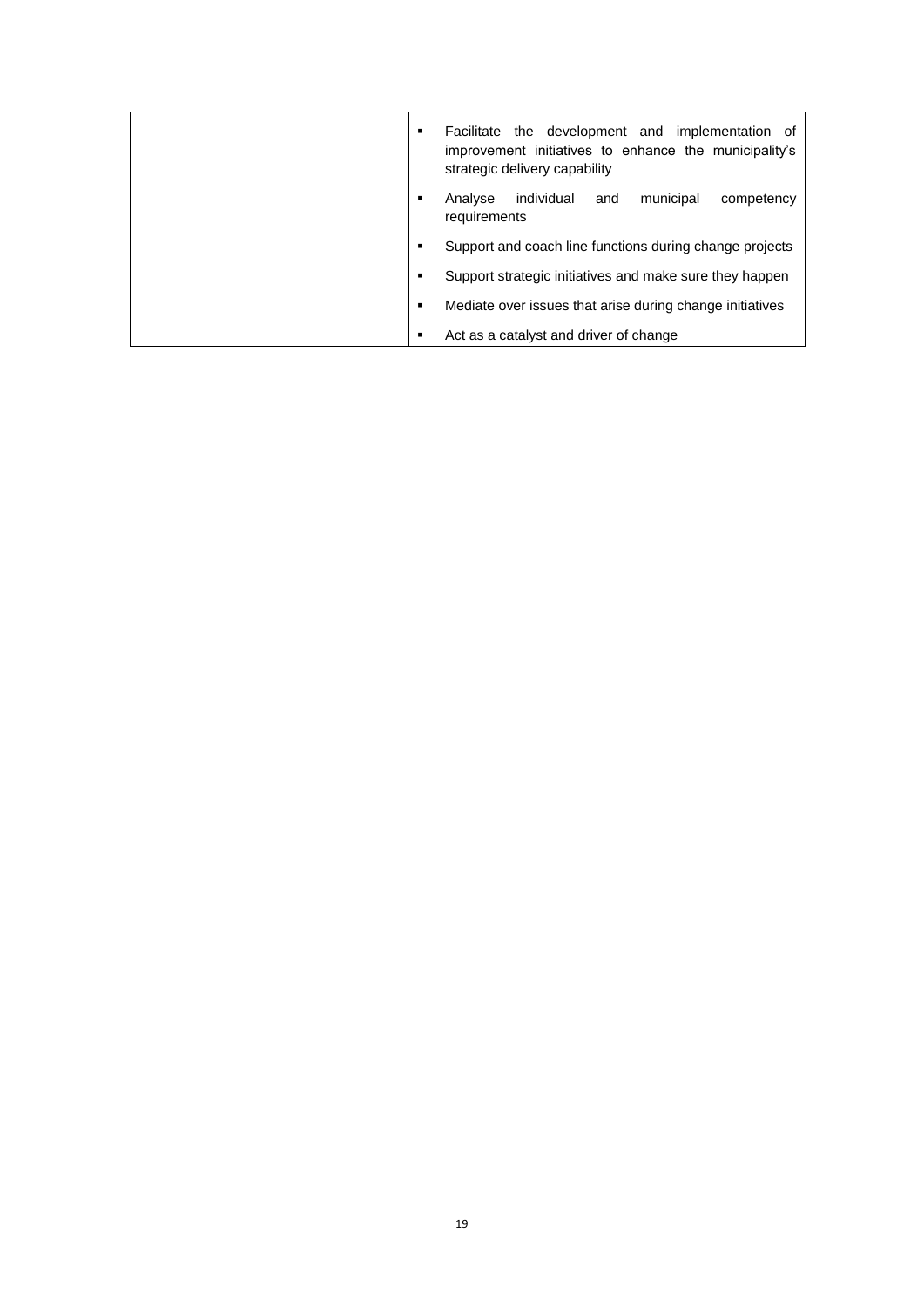| | |
|---|---|
| | ▪ Facilitate the development and implementation of improvement initiatives to enhance the municipality's strategic delivery capability<br>▪ Analyse individual and municipal competency requirements<br>▪ Support and coach line functions during change projects<br>▪ Support strategic initiatives and make sure they happen<br>▪ Mediate over issues that arise during change initiatives<br>▪ Act as a catalyst and driver of change |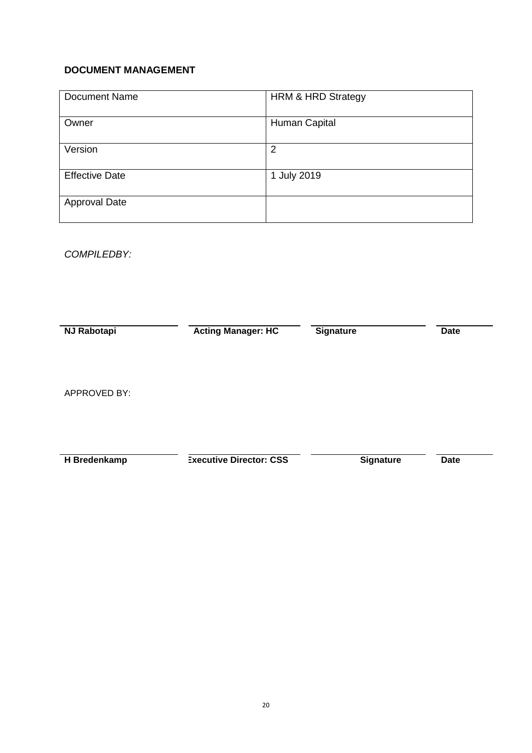**DOCUMENT MANAGEMENT**

| Document Name | HRM & HRD Strategy |
|---|---|
| Owner | Human Capital |
| Version | 2 |
| Effective Date | 1 July 2019 |
| Approval Date | |

*COMPILEDBY:*

| **NJ Rabotapi** | **Acting Manager: HC** | **Signature** | **Date** |
|---|---|---|---|

APPROVED BY:

| **H Bredenkamp** | **Executive Director: CSS** | **Signature** | **Date** |
|---|---|---|---|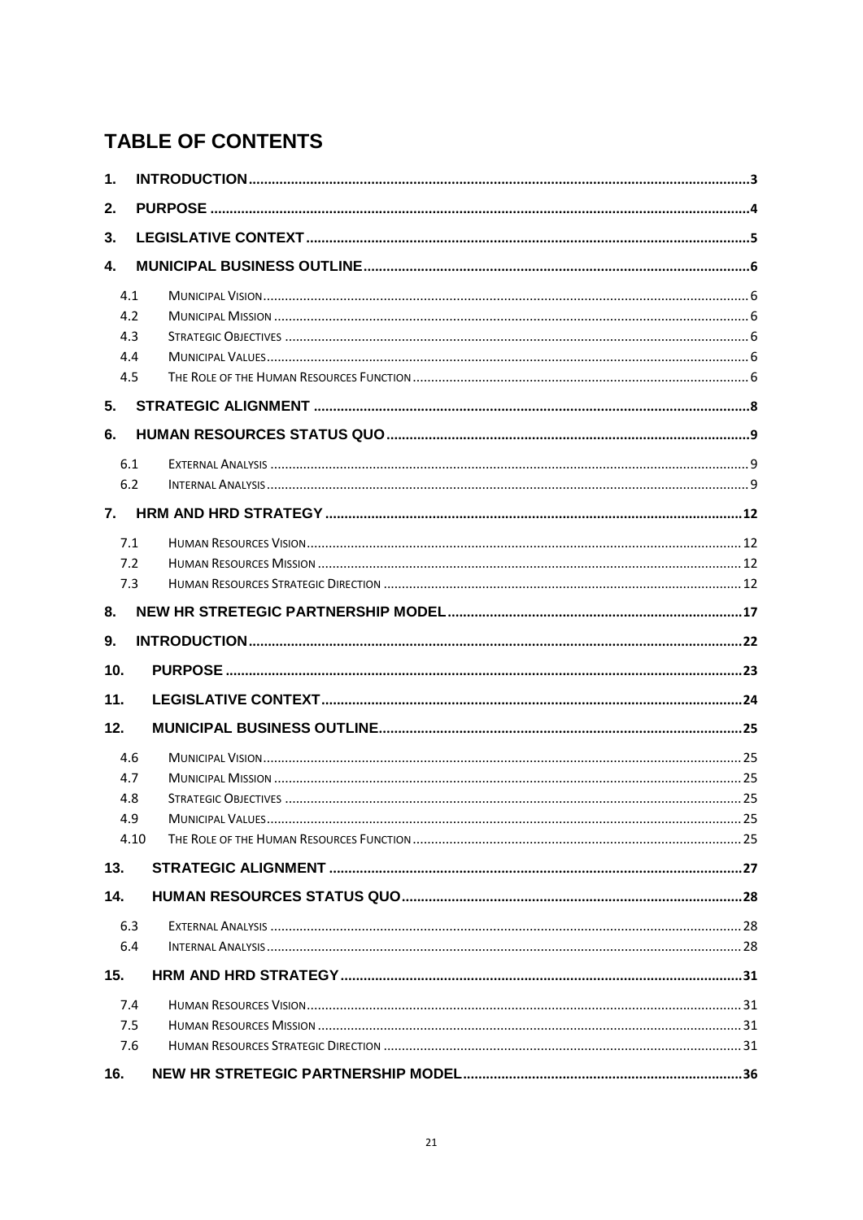# TABLE OF CONTENTS

1. **INTRODUCTION** ........ 3
2. **PURPOSE** ........ 4
3. **LEGISLATIVE CONTEXT** ........ 5
4. **MUNICIPAL BUSINESS OUTLINE** ........ 6
   - 4.1 MUNICIPAL VISION ........ 6
   - 4.2 MUNICIPAL MISSION ........ 6
   - 4.3 STRATEGIC OBJECTIVES ........ 6
   - 4.4 MUNICIPAL VALUES ........ 6
   - 4.5 THE ROLE OF THE HUMAN RESOURCES FUNCTION ........ 6
5. **STRATEGIC ALIGNMENT** ........ 8
6. **HUMAN RESOURCES STATUS QUO** ........ 9
   - 6.1 EXTERNAL ANALYSIS ........ 9
   - 6.2 INTERNAL ANALYSIS ........ 9
7. **HRM AND HRD STRATEGY** ........ 12
   - 7.1 HUMAN RESOURCES VISION ........ 12
   - 7.2 HUMAN RESOURCES MISSION ........ 12
   - 7.3 HUMAN RESOURCES STRATEGIC DIRECTION ........ 12
8. **NEW HR STRETEGIC PARTNERSHIP MODEL** ........ 17
9. **INTRODUCTION** ........ 22
10. **PURPOSE** ........ 23
11. **LEGISLATIVE CONTEXT** ........ 24
12. **MUNICIPAL BUSINESS OUTLINE** ........ 25
    - 4.6 MUNICIPAL VISION ........ 25
    - 4.7 MUNICIPAL MISSION ........ 25
    - 4.8 STRATEGIC OBJECTIVES ........ 25
    - 4.9 MUNICIPAL VALUES ........ 25
    - 4.10 THE ROLE OF THE HUMAN RESOURCES FUNCTION ........ 25
13. **STRATEGIC ALIGNMENT** ........ 27
14. **HUMAN RESOURCES STATUS QUO** ........ 28
    - 6.3 EXTERNAL ANALYSIS ........ 28
    - 6.4 INTERNAL ANALYSIS ........ 28
15. **HRM AND HRD STRATEGY** ........ 31
    - 7.4 HUMAN RESOURCES VISION ........ 31
    - 7.5 HUMAN RESOURCES MISSION ........ 31
    - 7.6 HUMAN RESOURCES STRATEGIC DIRECTION ........ 31
16. **NEW HR STRETEGIC PARTNERSHIP MODEL** ........ 36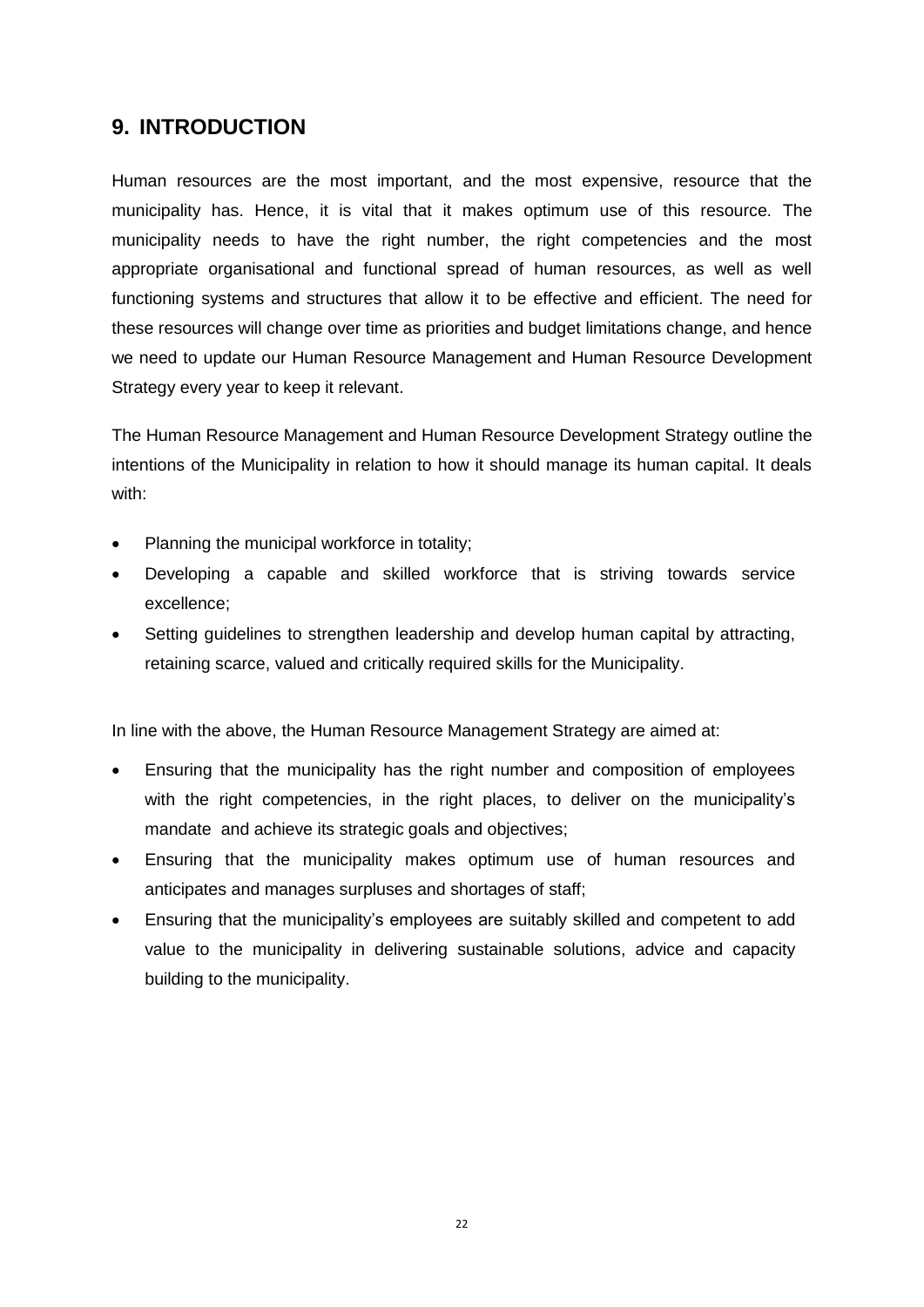## 9. INTRODUCTION

Human resources are the most important, and the most expensive, resource that the municipality has. Hence, it is vital that it makes optimum use of this resource. The municipality needs to have the right number, the right competencies and the most appropriate organisational and functional spread of human resources, as well as well functioning systems and structures that allow it to be effective and efficient. The need for these resources will change over time as priorities and budget limitations change, and hence we need to update our Human Resource Management and Human Resource Development Strategy every year to keep it relevant.

The Human Resource Management and Human Resource Development Strategy outline the intentions of the Municipality in relation to how it should manage its human capital. It deals with:

- Planning the municipal workforce in totality;
- Developing a capable and skilled workforce that is striving towards service excellence;
- Setting guidelines to strengthen leadership and develop human capital by attracting, retaining scarce, valued and critically required skills for the Municipality.

In line with the above, the Human Resource Management Strategy are aimed at:

- Ensuring that the municipality has the right number and composition of employees with the right competencies, in the right places, to deliver on the municipality's mandate and achieve its strategic goals and objectives;
- Ensuring that the municipality makes optimum use of human resources and anticipates and manages surpluses and shortages of staff;
- Ensuring that the municipality's employees are suitably skilled and competent to add value to the municipality in delivering sustainable solutions, advice and capacity building to the municipality.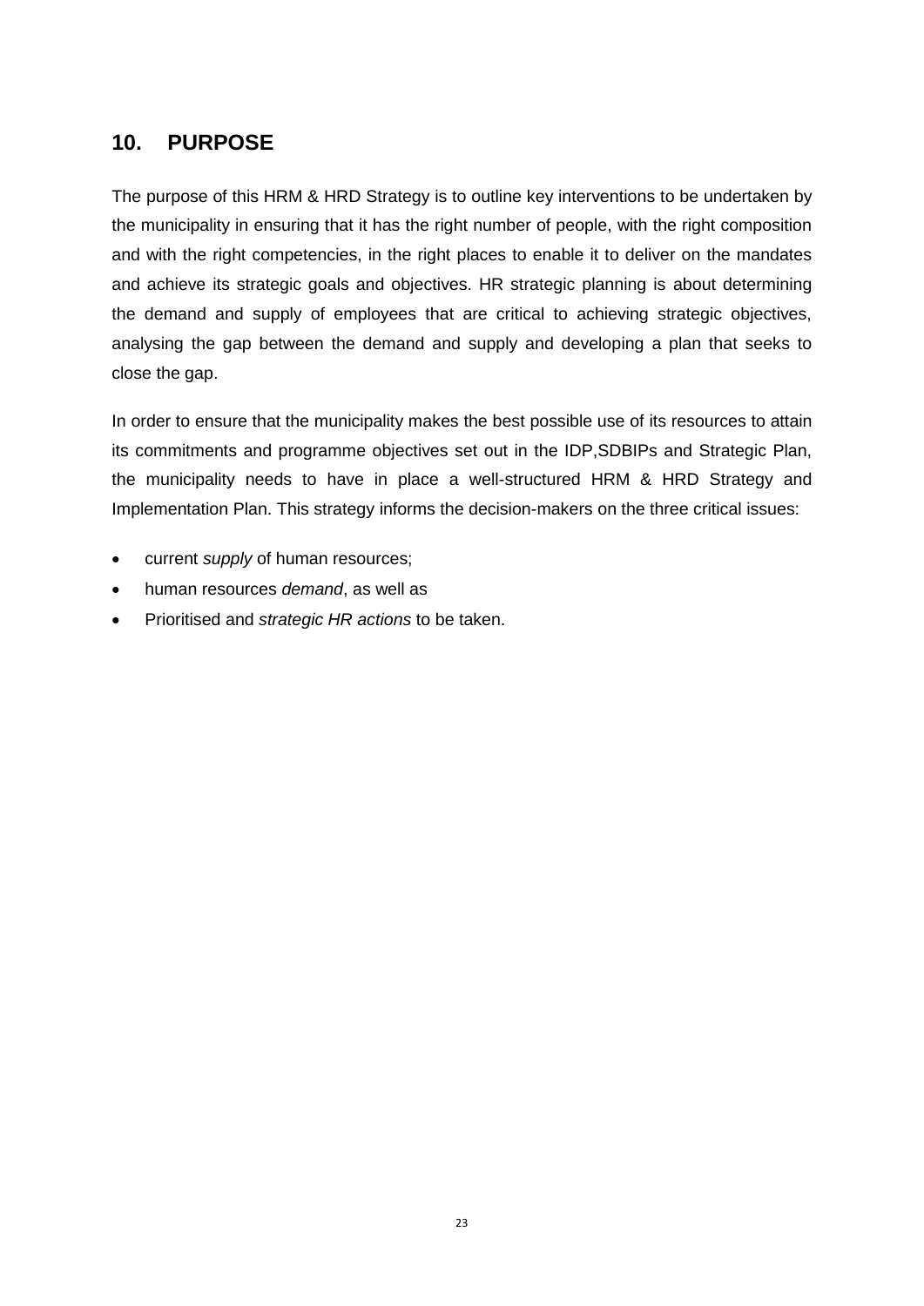## 10. PURPOSE

The purpose of this HRM & HRD Strategy is to outline key interventions to be undertaken by the municipality in ensuring that it has the right number of people, with the right composition and with the right competencies, in the right places to enable it to deliver on the mandates and achieve its strategic goals and objectives. HR strategic planning is about determining the demand and supply of employees that are critical to achieving strategic objectives, analysing the gap between the demand and supply and developing a plan that seeks to close the gap.

In order to ensure that the municipality makes the best possible use of its resources to attain its commitments and programme objectives set out in the IDP,SDBIPs and Strategic Plan, the municipality needs to have in place a well-structured HRM & HRD Strategy and Implementation Plan. This strategy informs the decision-makers on the three critical issues:

- current *supply* of human resources;
- human resources *demand*, as well as
- Prioritised and *strategic HR actions* to be taken.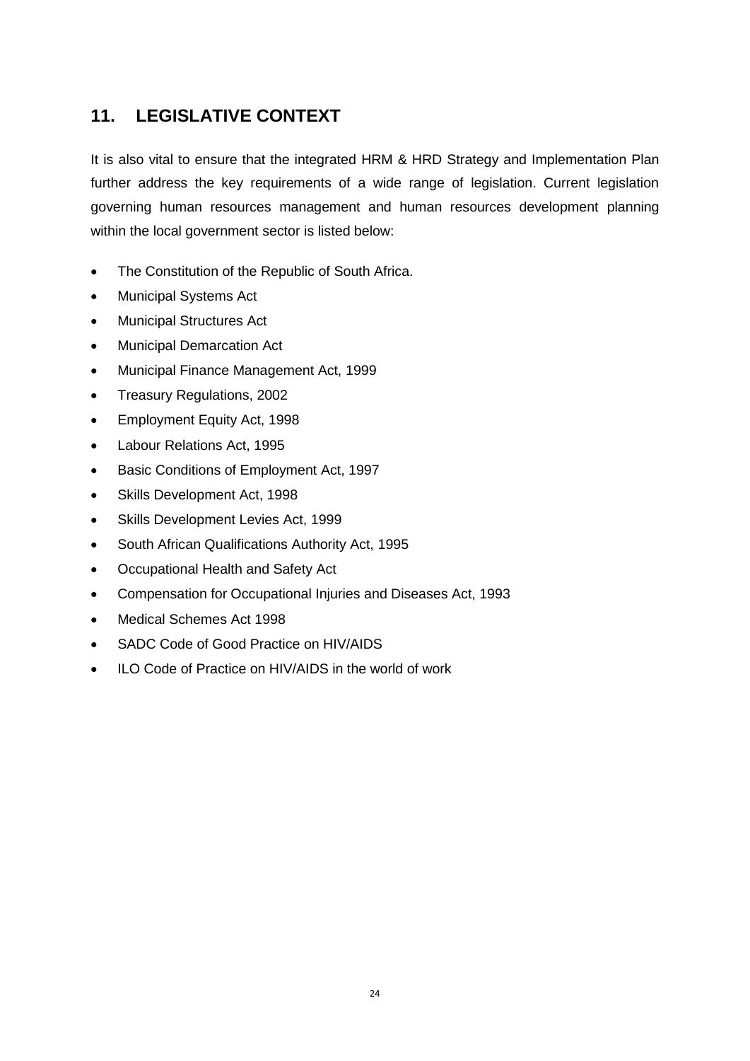## 11. LEGISLATIVE CONTEXT

It is also vital to ensure that the integrated HRM & HRD Strategy and Implementation Plan further address the key requirements of a wide range of legislation. Current legislation governing human resources management and human resources development planning within the local government sector is listed below:

- The Constitution of the Republic of South Africa.
- Municipal Systems Act
- Municipal Structures Act
- Municipal Demarcation Act
- Municipal Finance Management Act, 1999
- Treasury Regulations, 2002
- Employment Equity Act, 1998
- Labour Relations Act, 1995
- Basic Conditions of Employment Act, 1997
- Skills Development Act, 1998
- Skills Development Levies Act, 1999
- South African Qualifications Authority Act, 1995
- Occupational Health and Safety Act
- Compensation for Occupational Injuries and Diseases Act, 1993
- Medical Schemes Act 1998
- SADC Code of Good Practice on HIV/AIDS
- ILO Code of Practice on HIV/AIDS in the world of work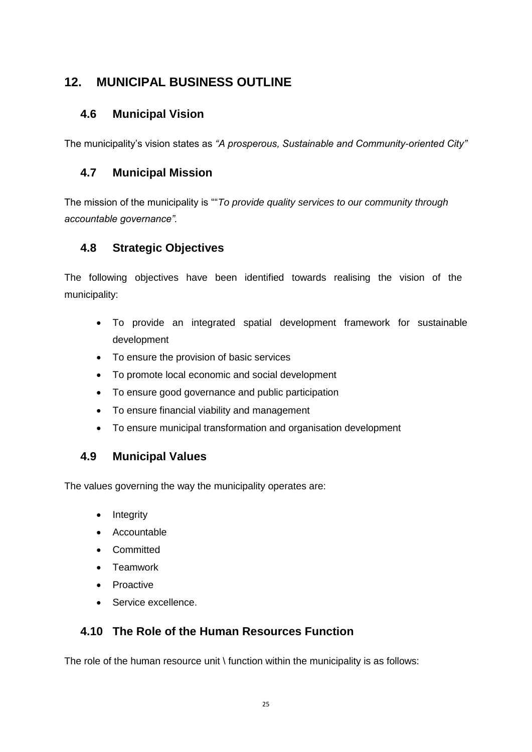# 12. MUNICIPAL BUSINESS OUTLINE

## 4.6 Municipal Vision

The municipality's vision states as *"A prosperous, Sustainable and Community-oriented City"*

## 4.7 Municipal Mission

The mission of the municipality is ""*To provide quality services to our community through accountable governance".*

## 4.8 Strategic Objectives

The following objectives have been identified towards realising the vision of the municipality:

- To provide an integrated spatial development framework for sustainable development
- To ensure the provision of basic services
- To promote local economic and social development
- To ensure good governance and public participation
- To ensure financial viability and management
- To ensure municipal transformation and organisation development

## 4.9 Municipal Values

The values governing the way the municipality operates are:

- Integrity
- Accountable
- Committed
- Teamwork
- Proactive
- Service excellence.

## 4.10 The Role of the Human Resources Function

The role of the human resource unit \ function within the municipality is as follows: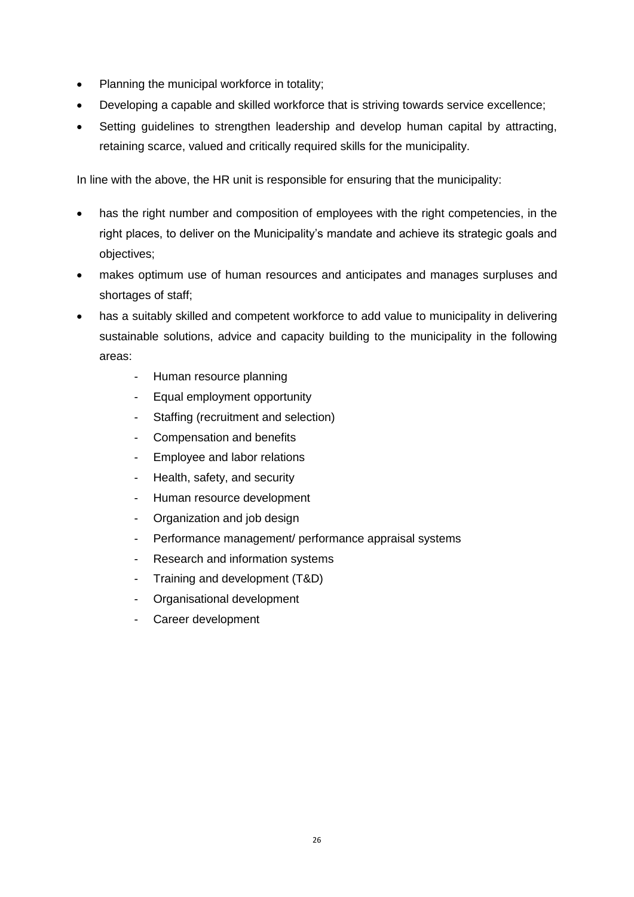- Planning the municipal workforce in totality;
- Developing a capable and skilled workforce that is striving towards service excellence;
- Setting guidelines to strengthen leadership and develop human capital by attracting, retaining scarce, valued and critically required skills for the municipality.

In line with the above, the HR unit is responsible for ensuring that the municipality:

- has the right number and composition of employees with the right competencies, in the right places, to deliver on the Municipality's mandate and achieve its strategic goals and objectives;
- makes optimum use of human resources and anticipates and manages surpluses and shortages of staff;
- has a suitably skilled and competent workforce to add value to municipality in delivering sustainable solutions, advice and capacity building to the municipality in the following areas:
    - Human resource planning
    - Equal employment opportunity
    - Staffing (recruitment and selection)
    - Compensation and benefits
    - Employee and labor relations
    - Health, safety, and security
    - Human resource development
    - Organization and job design
    - Performance management/ performance appraisal systems
    - Research and information systems
    - Training and development (T&D)
    - Organisational development
    - Career development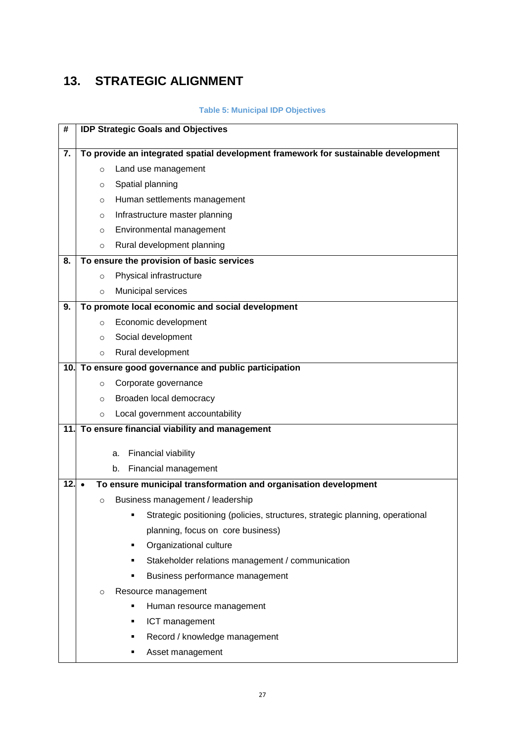# 13. STRATEGIC ALIGNMENT

**Table 5: Municipal IDP Objectives**

| # | IDP Strategic Goals and Objectives |
|---|---|
| 7. | **To provide an integrated spatial development framework for sustainable development**<br>○ Land use management<br>○ Spatial planning<br>○ Human settlements management<br>○ Infrastructure master planning<br>○ Environmental management<br>○ Rural development planning |
| 8. | **To ensure the provision of basic services**<br>○ Physical infrastructure<br>○ Municipal services |
| 9. | **To promote local economic and social development**<br>○ Economic development<br>○ Social development<br>○ Rural development |
| 10. | **To ensure good governance and public participation**<br>○ Corporate governance<br>○ Broaden local democracy<br>○ Local government accountability |
| 11. | **To ensure financial viability and management**<br>a. Financial viability<br>b. Financial management |
| 12. | • **To ensure municipal transformation and organisation development**<br>○ Business management / leadership<br>▪ Strategic positioning (policies, structures, strategic planning, operational planning, focus on core business)<br>▪ Organizational culture<br>▪ Stakeholder relations management / communication<br>▪ Business performance management<br>○ Resource management<br>▪ Human resource management<br>▪ ICT management<br>▪ Record / knowledge management<br>▪ Asset management |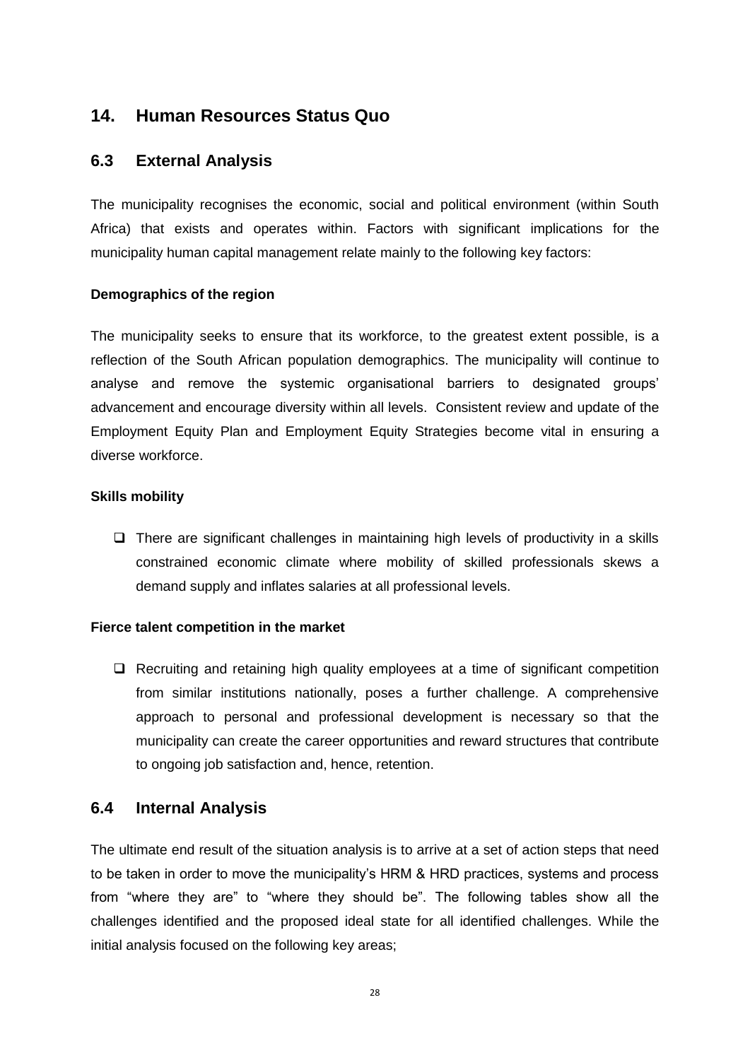## 14. Human Resources Status Quo

### 6.3 External Analysis

The municipality recognises the economic, social and political environment (within South Africa) that exists and operates within. Factors with significant implications for the municipality human capital management relate mainly to the following key factors:

**Demographics of the region**

The municipality seeks to ensure that its workforce, to the greatest extent possible, is a reflection of the South African population demographics. The municipality will continue to analyse and remove the systemic organisational barriers to designated groups' advancement and encourage diversity within all levels. Consistent review and update of the Employment Equity Plan and Employment Equity Strategies become vital in ensuring a diverse workforce.

**Skills mobility**

- There are significant challenges in maintaining high levels of productivity in a skills constrained economic climate where mobility of skilled professionals skews a demand supply and inflates salaries at all professional levels.

**Fierce talent competition in the market**

- Recruiting and retaining high quality employees at a time of significant competition from similar institutions nationally, poses a further challenge. A comprehensive approach to personal and professional development is necessary so that the municipality can create the career opportunities and reward structures that contribute to ongoing job satisfaction and, hence, retention.

### 6.4 Internal Analysis

The ultimate end result of the situation analysis is to arrive at a set of action steps that need to be taken in order to move the municipality's HRM & HRD practices, systems and process from "where they are" to "where they should be". The following tables show all the challenges identified and the proposed ideal state for all identified challenges. While the initial analysis focused on the following key areas;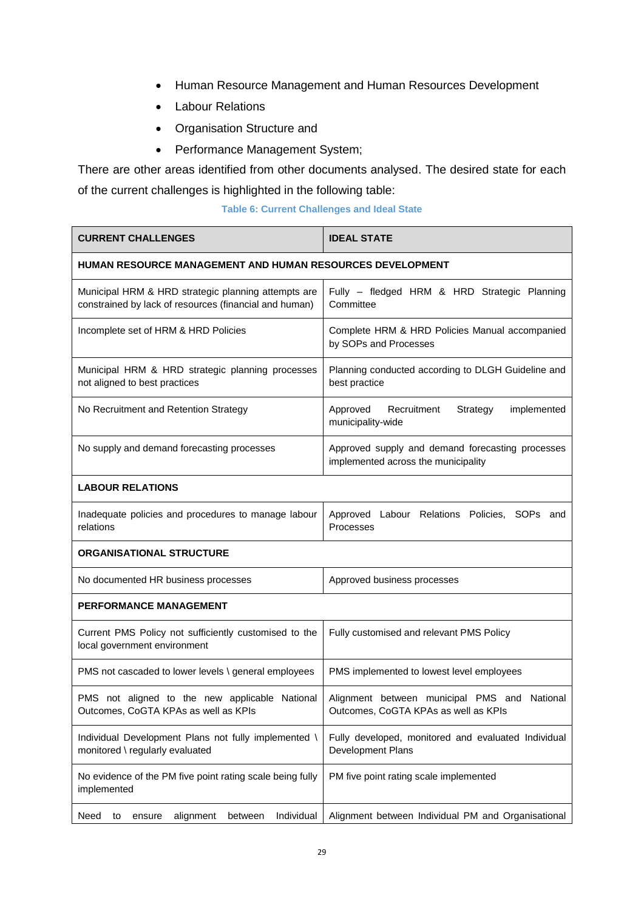- Human Resource Management and Human Resources Development
- Labour Relations
- Organisation Structure and
- Performance Management System;

There are other areas identified from other documents analysed. The desired state for each of the current challenges is highlighted in the following table:

**Table 6: Current Challenges and Ideal State**

| CURRENT CHALLENGES | IDEAL STATE |
| --- | --- |
| **HUMAN RESOURCE MANAGEMENT AND HUMAN RESOURCES DEVELOPMENT** | |
| Municipal HRM & HRD strategic planning attempts are constrained by lack of resources (financial and human) | Fully – fledged HRM & HRD Strategic Planning Committee |
| Incomplete set of HRM & HRD Policies | Complete HRM & HRD Policies Manual accompanied by SOPs and Processes |
| Municipal HRM & HRD strategic planning processes not aligned to best practices | Planning conducted according to DLGH Guideline and best practice |
| No Recruitment and Retention Strategy | Approved Recruitment Strategy implemented municipality-wide |
| No supply and demand forecasting processes | Approved supply and demand forecasting processes implemented across the municipality |
| **LABOUR RELATIONS** | |
| Inadequate policies and procedures to manage labour relations | Approved Labour Relations Policies, SOPs and Processes |
| **ORGANISATIONAL STRUCTURE** | |
| No documented HR business processes | Approved business processes |
| **PERFORMANCE MANAGEMENT** | |
| Current PMS Policy not sufficiently customised to the local government environment | Fully customised and relevant PMS Policy |
| PMS not cascaded to lower levels \ general employees | PMS implemented to lowest level employees |
| PMS not aligned to the new applicable National Outcomes, CoGTA KPAs as well as KPIs | Alignment between municipal PMS and National Outcomes, CoGTA KPAs as well as KPIs |
| Individual Development Plans not fully implemented \ monitored \ regularly evaluated | Fully developed, monitored and evaluated Individual Development Plans |
| No evidence of the PM five point rating scale being fully implemented | PM five point rating scale implemented |
| Need to ensure alignment between Individual | Alignment between Individual PM and Organisational |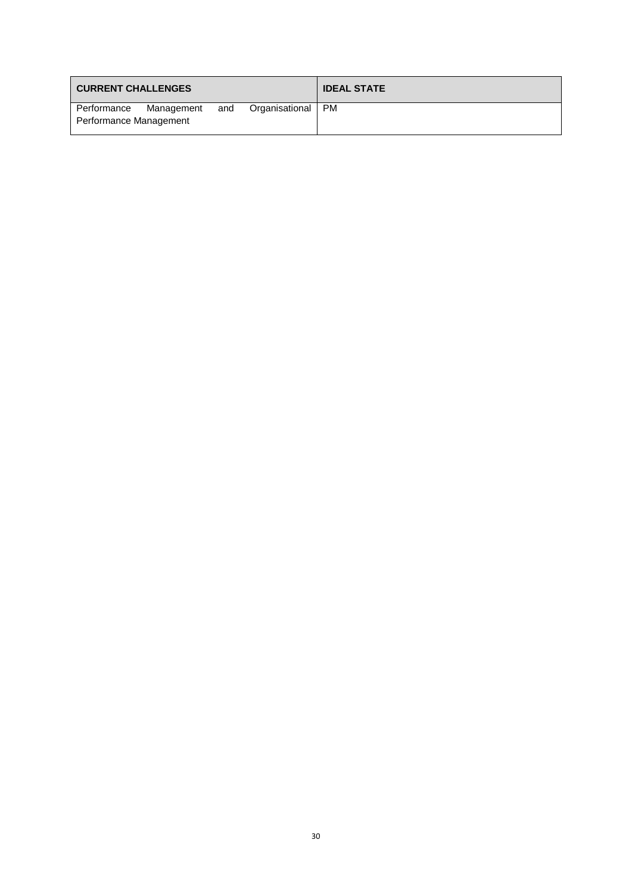| CURRENT CHALLENGES | IDEAL STATE |
| --- | --- |
| Performance Management and Organisational Performance Management | PM |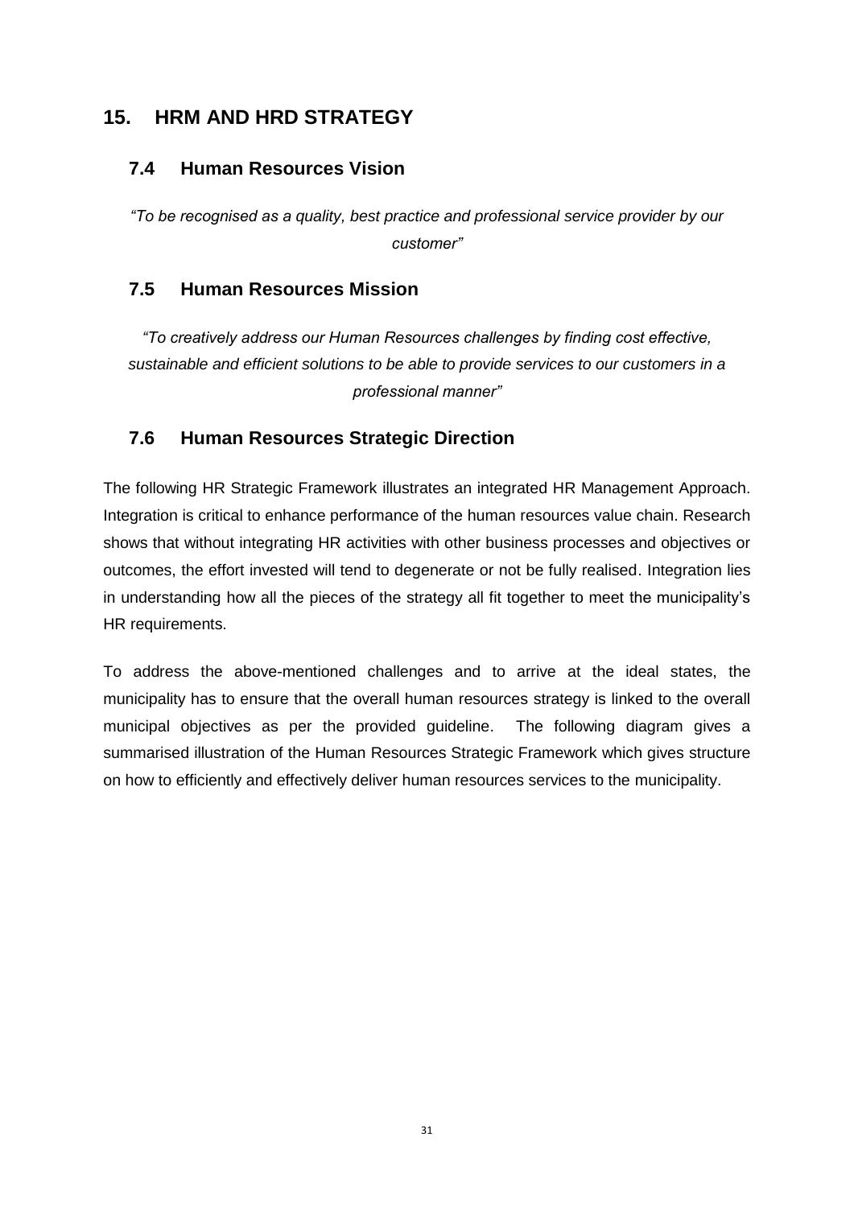# 15. HRM AND HRD STRATEGY

## 7.4 Human Resources Vision

*"To be recognised as a quality, best practice and professional service provider by our customer"*

## 7.5 Human Resources Mission

*"To creatively address our Human Resources challenges by finding cost effective, sustainable and efficient solutions to be able to provide services to our customers in a professional manner"*

## 7.6 Human Resources Strategic Direction

The following HR Strategic Framework illustrates an integrated HR Management Approach. Integration is critical to enhance performance of the human resources value chain. Research shows that without integrating HR activities with other business processes and objectives or outcomes, the effort invested will tend to degenerate or not be fully realised. Integration lies in understanding how all the pieces of the strategy all fit together to meet the municipality's HR requirements.

To address the above-mentioned challenges and to arrive at the ideal states, the municipality has to ensure that the overall human resources strategy is linked to the overall municipal objectives as per the provided guideline. The following diagram gives a summarised illustration of the Human Resources Strategic Framework which gives structure on how to efficiently and effectively deliver human resources services to the municipality.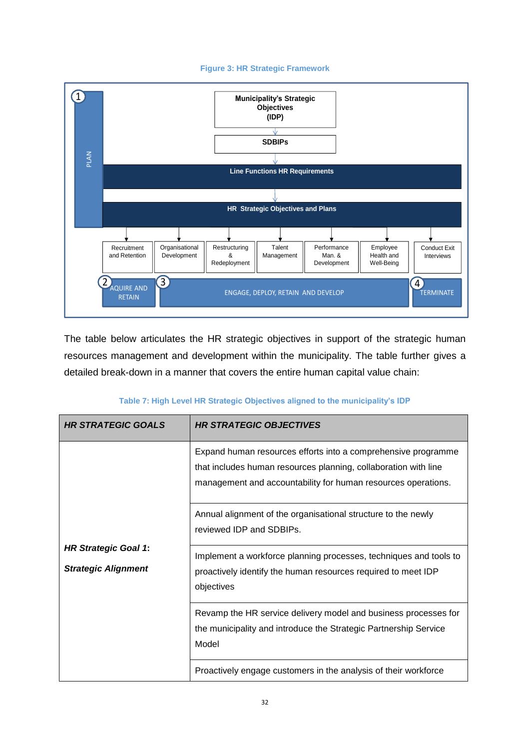**Figure 3: HR Strategic Framework**

1 PLAN

- **Municipality's Strategic Objectives (IDP)**
- **SDBIPs**
- **Line Functions HR Requirements**
- **HR Strategic Objectives and Plans**

| Recruitment and Retention | Organisational Development | Restructuring & Redeployment | Talent Management | Performance Man. & Development | Employee Health and Well-Being | Conduct Exit Interviews |
|---|---|---|---|---|---|---|
| 2 AQUIRE AND RETAIN | 3 ENGAGE, DEPLOY, RETAIN AND DEVELOP | | | | | 4 TERMINATE |

The table below articulates the HR strategic objectives in support of the strategic human resources management and development within the municipality. The table further gives a detailed break-down in a manner that covers the entire human capital value chain:

**Table 7: High Level HR Strategic Objectives aligned to the municipality's IDP**

| ***HR STRATEGIC GOALS*** | ***HR STRATEGIC OBJECTIVES*** |
|---|---|
| ***HR Strategic Goal 1*: *Strategic Alignment*** | Expand human resources efforts into a comprehensive programme that includes human resources planning, collaboration with line management and accountability for human resources operations. |
| | Annual alignment of the organisational structure to the newly reviewed IDP and SDBIPs. |
| | Implement a workforce planning processes, techniques and tools to proactively identify the human resources required to meet IDP objectives |
| | Revamp the HR service delivery model and business processes for the municipality and introduce the Strategic Partnership Service Model |
| | Proactively engage customers in the analysis of their workforce |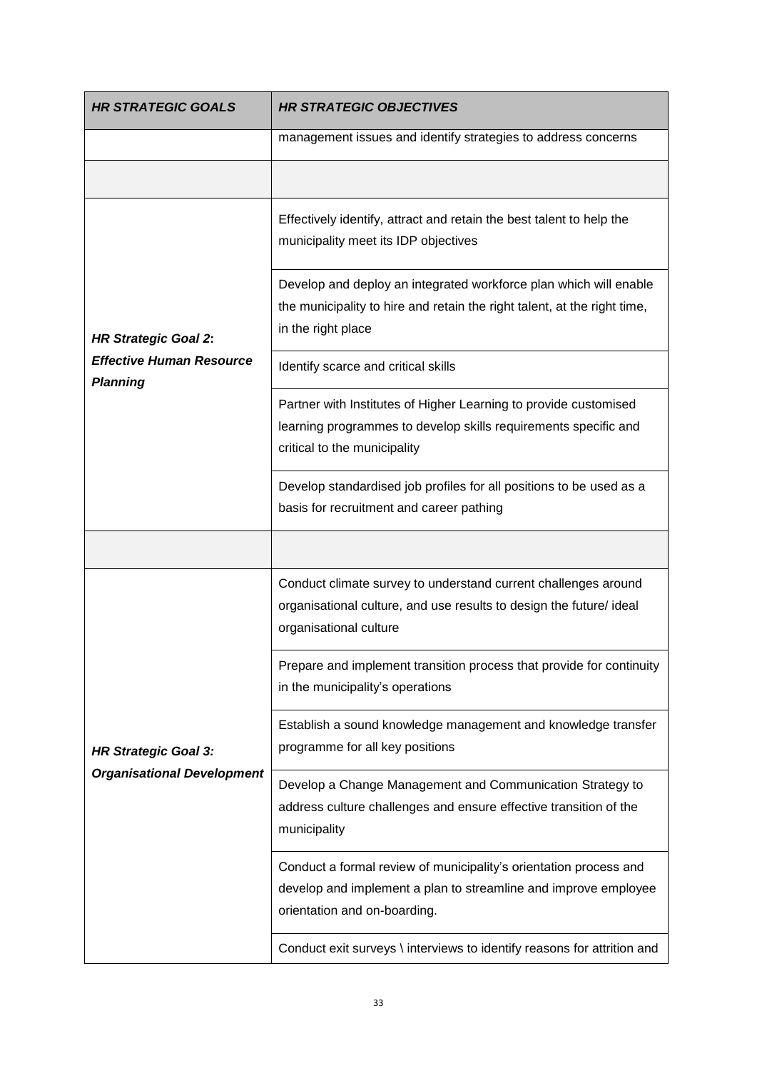| *HR STRATEGIC GOALS* | *HR STRATEGIC OBJECTIVES* |
|---|---|
| | management issues and identify strategies to address concerns |
| | |
| ***HR Strategic Goal 2*:** <br> ***Effective Human Resource Planning*** | Effectively identify, attract and retain the best talent to help the municipality meet its IDP objectives |
| | Develop and deploy an integrated workforce plan which will enable the municipality to hire and retain the right talent, at the right time, in the right place |
| | Identify scarce and critical skills |
| | Partner with Institutes of Higher Learning to provide customised learning programmes to develop skills requirements specific and critical to the municipality |
| | Develop standardised job profiles for all positions to be used as a basis for recruitment and career pathing |
| | |
| ***HR Strategic Goal 3:*** <br> ***Organisational Development*** | Conduct climate survey to understand current challenges around organisational culture, and use results to design the future/ ideal organisational culture |
| | Prepare and implement transition process that provide for continuity in the municipality's operations |
| | Establish a sound knowledge management and knowledge transfer programme for all key positions |
| | Develop a Change Management and Communication Strategy to address culture challenges and ensure effective transition of the municipality |
| | Conduct a formal review of municipality's orientation process and develop and implement a plan to streamline and improve employee orientation and on-boarding. |
| | Conduct exit surveys \ interviews to identify reasons for attrition and |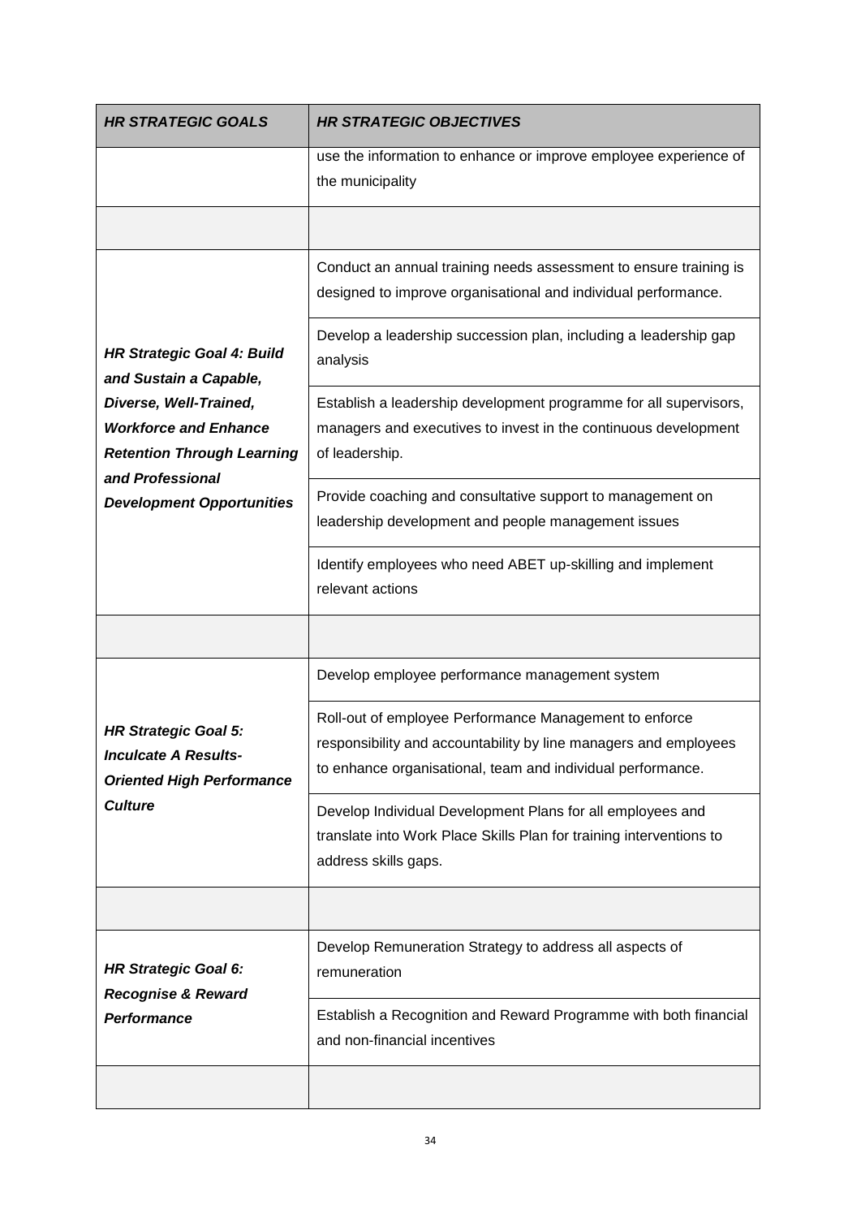| *HR STRATEGIC GOALS* | *HR STRATEGIC OBJECTIVES* |
|---|---|
| | use the information to enhance or improve employee experience of the municipality |
| | |
| ***HR Strategic Goal 4: Build and Sustain a Capable, Diverse, Well-Trained, Workforce and Enhance Retention Through Learning and Professional Development Opportunities*** | Conduct an annual training needs assessment to ensure training is designed to improve organisational and individual performance. |
| | Develop a leadership succession plan, including a leadership gap analysis |
| | Establish a leadership development programme for all supervisors, managers and executives to invest in the continuous development of leadership. |
| | Provide coaching and consultative support to management on leadership development and people management issues |
| | Identify employees who need ABET up-skilling and implement relevant actions |
| | |
| ***HR Strategic Goal 5: Inculcate A Results-Oriented High Performance Culture*** | Develop employee performance management system |
| | Roll-out of employee Performance Management to enforce responsibility and accountability by line managers and employees to enhance organisational, team and individual performance. |
| | Develop Individual Development Plans for all employees and translate into Work Place Skills Plan for training interventions to address skills gaps. |
| | |
| ***HR Strategic Goal 6: Recognise & Reward Performance*** | Develop Remuneration Strategy to address all aspects of remuneration |
| | Establish a Recognition and Reward Programme with both financial and non-financial incentives |
| | |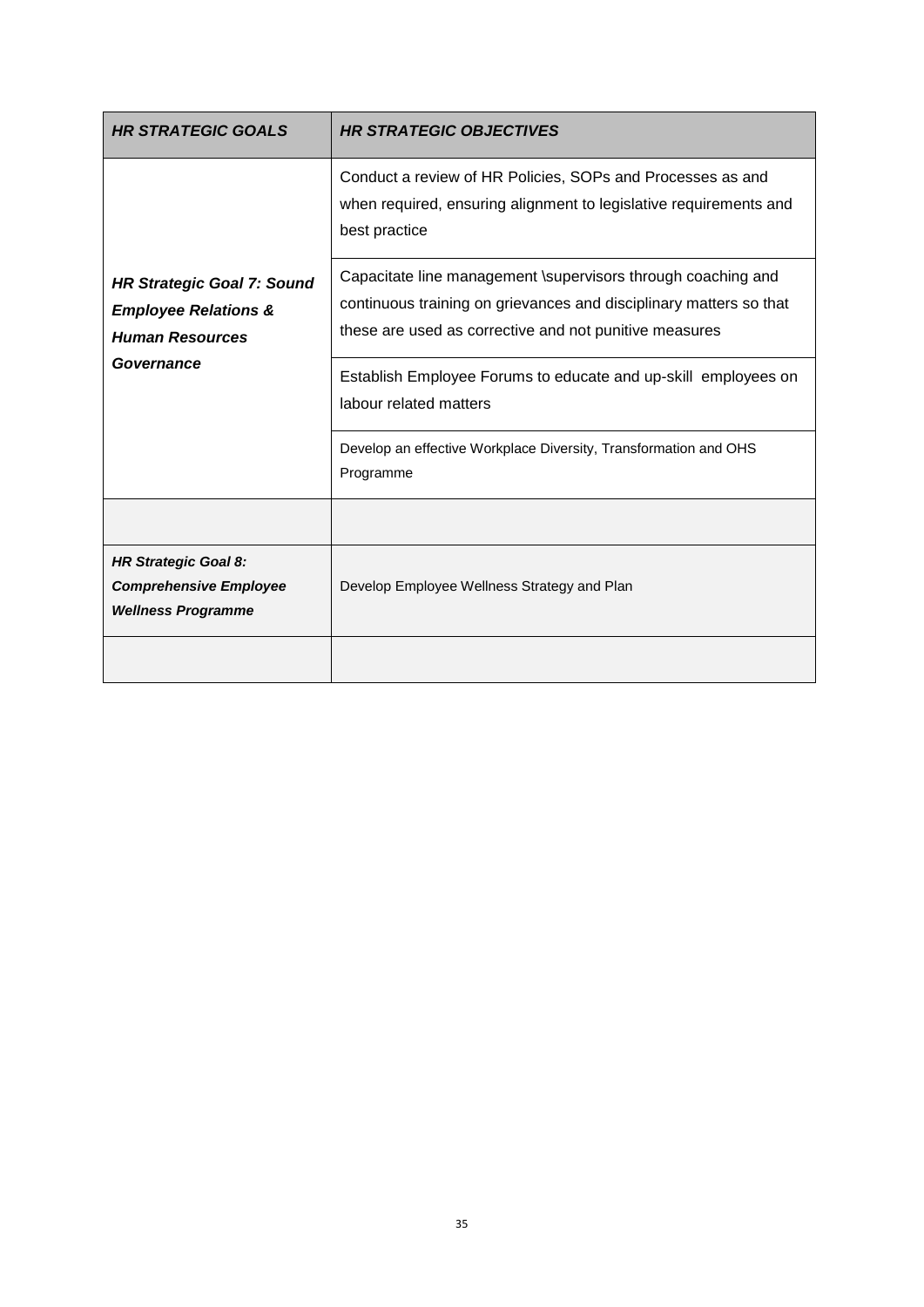| ***HR STRATEGIC GOALS*** | ***HR STRATEGIC OBJECTIVES*** |
|---|---|
| ***HR Strategic Goal 7: Sound Employee Relations & Human Resources Governance*** | Conduct a review of HR Policies, SOPs and Processes as and when required, ensuring alignment to legislative requirements and best practice |
| | Capacitate line management \supervisors through coaching and continuous training on grievances and disciplinary matters so that these are used as corrective and not punitive measures |
| | Establish Employee Forums to educate and up-skill employees on labour related matters |
| | Develop an effective Workplace Diversity, Transformation and OHS Programme |
| | |
| ***HR Strategic Goal 8: Comprehensive Employee Wellness Programme*** | Develop Employee Wellness Strategy and Plan |
| | |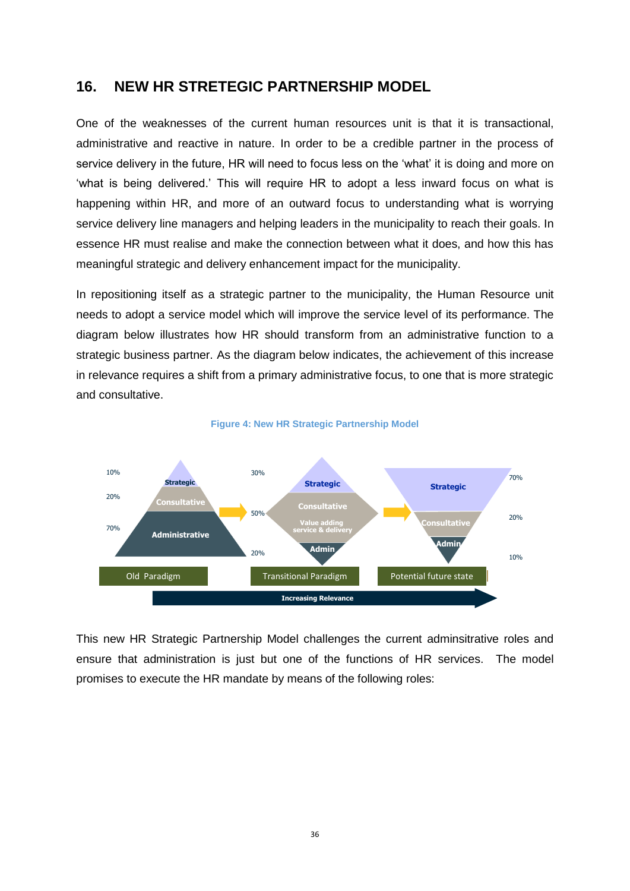## 16. NEW HR STRETEGIC PARTNERSHIP MODEL

One of the weaknesses of the current human resources unit is that it is transactional, administrative and reactive in nature. In order to be a credible partner in the process of service delivery in the future, HR will need to focus less on the 'what' it is doing and more on 'what is being delivered.' This will require HR to adopt a less inward focus on what is happening within HR, and more of an outward focus to understanding what is worrying service delivery line managers and helping leaders in the municipality to reach their goals. In essence HR must realise and make the connection between what it does, and how this has meaningful strategic and delivery enhancement impact for the municipality.

In repositioning itself as a strategic partner to the municipality, the Human Resource unit needs to adopt a service model which will improve the service level of its performance. The diagram below illustrates how HR should transform from an administrative function to a strategic business partner. As the diagram below indicates, the achievement of this increase in relevance requires a shift from a primary administrative focus, to one that is more strategic and consultative.

**Figure 4: New HR Strategic Partnership Model**

| Old Paradigm | Transitional Paradigm | Potential future state |
|---|---|---|
| Strategic 10% | Strategic 30% | Strategic 70% |
| Consultative 20% | Consultative / Value adding service & delivery 50% | Consultative 20% |
| Administrative 70% | Admin 20% | Admin 10% |

Increasing Relevance →

This new HR Strategic Partnership Model challenges the current adminsitrative roles and ensure that administration is just but one of the functions of HR services. The model promises to execute the HR mandate by means of the following roles: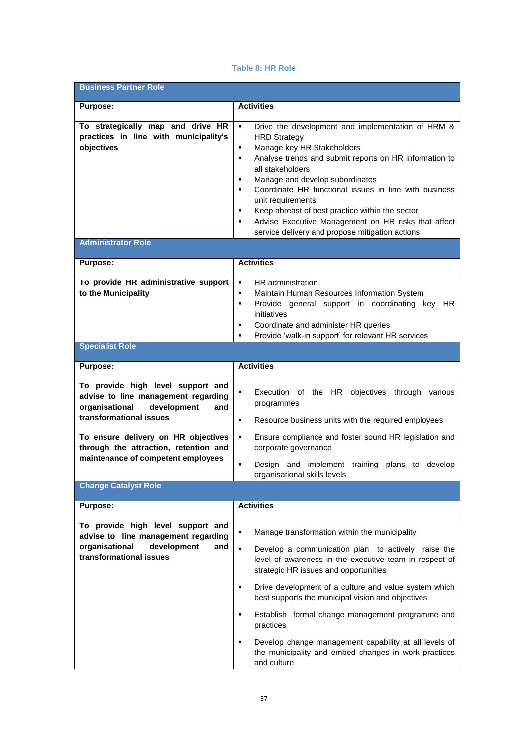**Table 8: HR Role**

| **Business Partner Role** | |
|---|---|
| **Purpose:** | **Activities** |
| **To strategically map and drive HR practices in line with municipality's objectives** | ▪ Drive the development and implementation of HRM & HRD Strategy<br>▪ Manage key HR Stakeholders<br>▪ Analyse trends and submit reports on HR information to all stakeholders<br>▪ Manage and develop subordinates<br>▪ Coordinate HR functional issues in line with business unit requirements<br>▪ Keep abreast of best practice within the sector<br>▪ Advise Executive Management on HR risks that affect service delivery and propose mitigation actions |
| **Administrator Role** | |
| **Purpose:** | **Activities** |
| **To provide HR administrative support to the Municipality** | ▪ HR administration<br>▪ Maintain Human Resources Information System<br>▪ Provide general support in coordinating key HR initiatives<br>▪ Coordinate and administer HR queries<br>▪ Provide 'walk-in support' for relevant HR services |
| **Specialist Role** | |
| **Purpose:** | **Activities** |
| **To provide high level support and advise to line management regarding organisational development and transformational issues**<br><br>**To ensure delivery on HR objectives through the attraction, retention and maintenance of competent employees** | ▪ Execution of the HR objectives through various programmes<br>▪ Resource business units with the required employees<br>▪ Ensure compliance and foster sound HR legislation and corporate governance<br>▪ Design and implement training plans to develop organisational skills levels |
| **Change Catalyst Role** | |
| **Purpose:** | **Activities** |
| **To provide high level support and advise to line management regarding organisational development and transformational issues** | ▪ Manage transformation within the municipality<br>▪ Develop a communication plan to actively raise the level of awareness in the executive team in respect of strategic HR issues and opportunities<br>▪ Drive development of a culture and value system which best supports the municipal vision and objectives<br>▪ Establish formal change management programme and practices<br>▪ Develop change management capability at all levels of the municipality and embed changes in work practices and culture |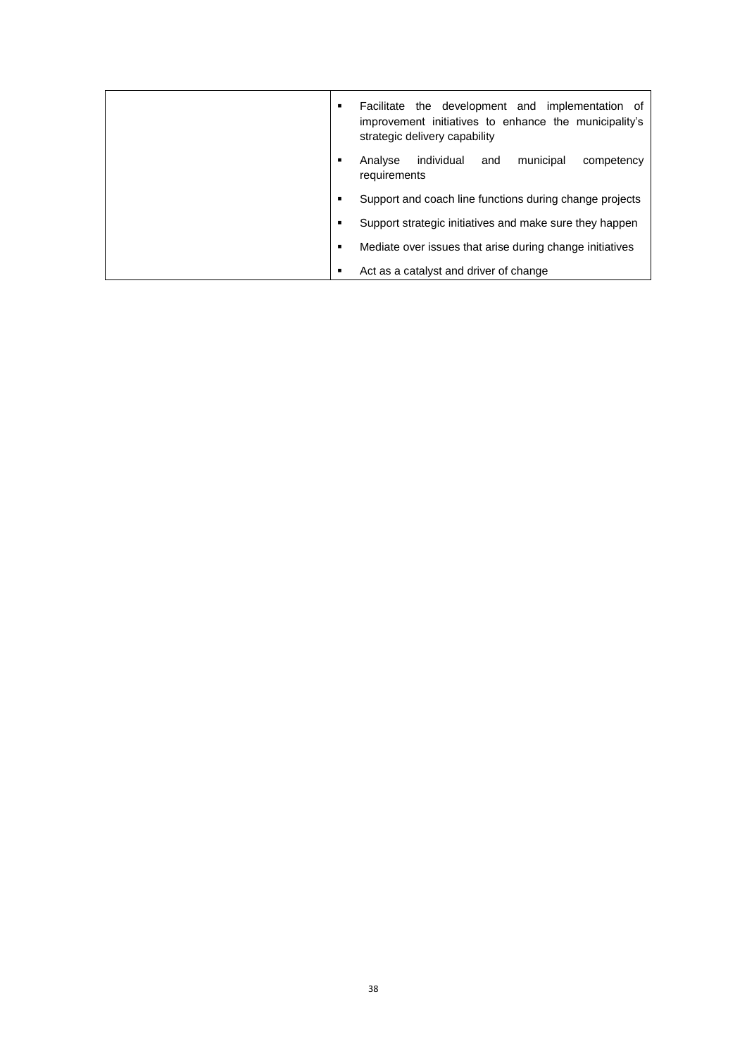| | |
|---|---|
| | ▪ Facilitate the development and implementation of improvement initiatives to enhance the municipality's strategic delivery capability<br>▪ Analyse individual and municipal competency requirements<br>▪ Support and coach line functions during change projects<br>▪ Support strategic initiatives and make sure they happen<br>▪ Mediate over issues that arise during change initiatives<br>▪ Act as a catalyst and driver of change |